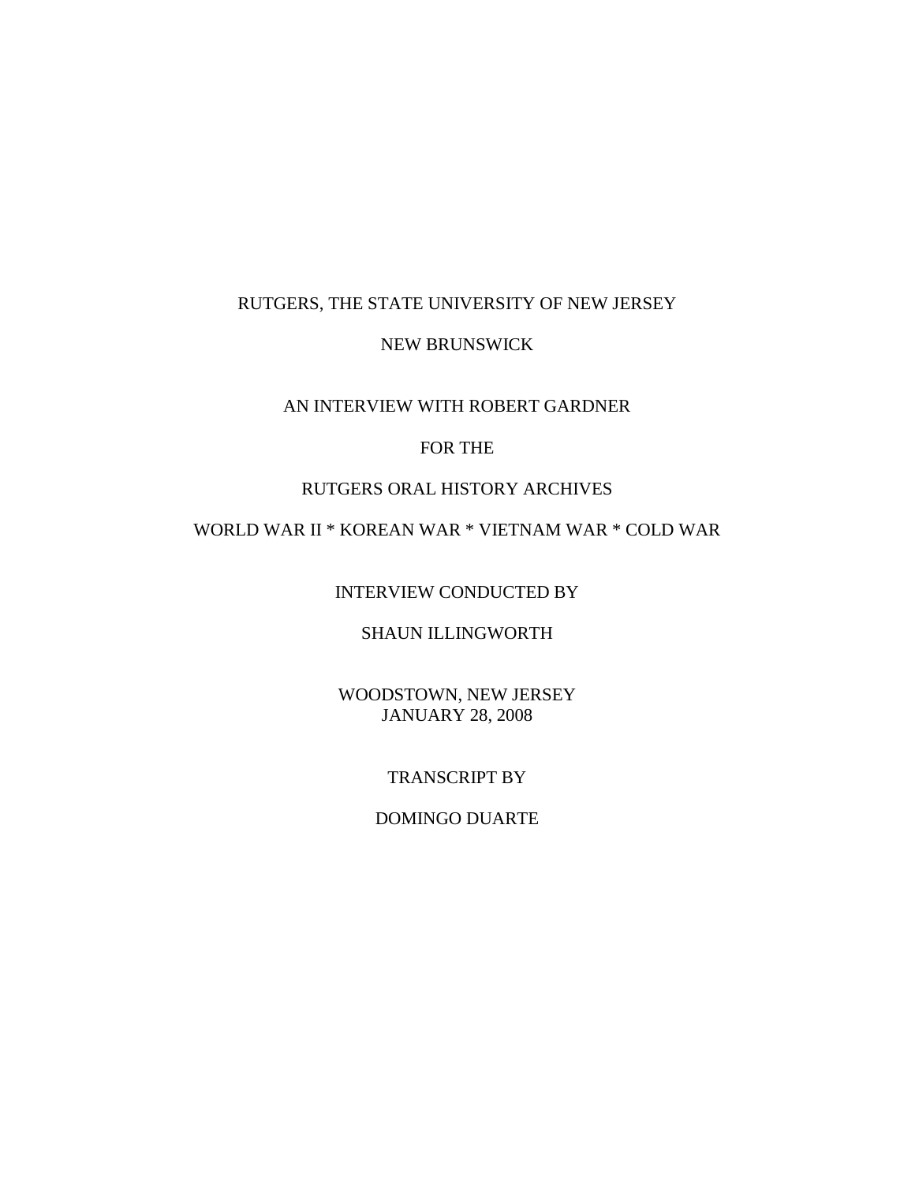RUTGERS, THE STATE UNIVERSITY OF NEW JERSEY

NEW BRUNSWICK

AN INTERVIEW WITH ROBERT GARDNER

FOR THE

RUTGERS ORAL HISTORY ARCHIVES

WORLD WAR II * KOREAN WAR * VIETNAM WAR * COLD WAR

INTERVIEW CONDUCTED BY

SHAUN ILLINGWORTH

WOODSTOWN, NEW JERSEY
JANUARY 28, 2008

TRANSCRIPT BY

DOMINGO DUARTE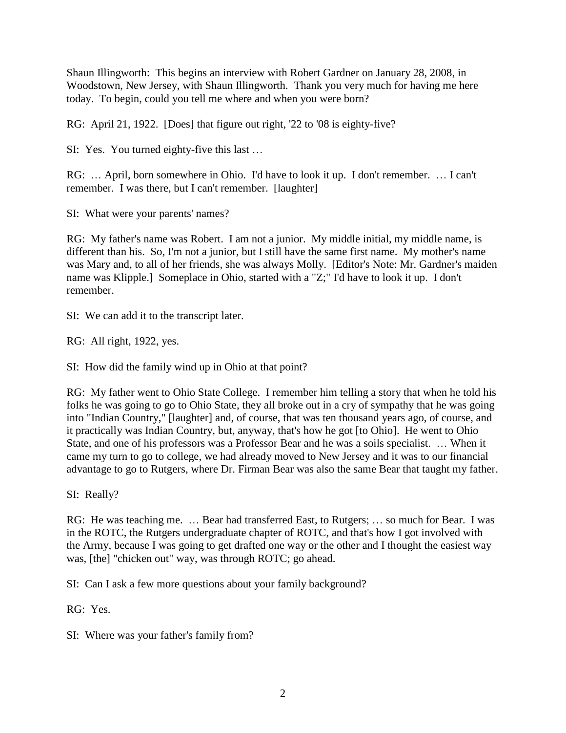Shaun Illingworth: This begins an interview with Robert Gardner on January 28, 2008, in Woodstown, New Jersey, with Shaun Illingworth. Thank you very much for having me here today. To begin, could you tell me where and when you were born?

RG: April 21, 1922. [Does] that figure out right, '22 to '08 is eighty-five?

SI: Yes. You turned eighty-five this last …

RG: … April, born somewhere in Ohio. I'd have to look it up. I don't remember. … I can't remember. I was there, but I can't remember. [laughter]

SI: What were your parents' names?

RG: My father's name was Robert. I am not a junior. My middle initial, my middle name, is different than his. So, I'm not a junior, but I still have the same first name. My mother's name was Mary and, to all of her friends, she was always Molly. [Editor's Note: Mr. Gardner's maiden name was Klipple.] Someplace in Ohio, started with a "Z;" I'd have to look it up. I don't remember.

SI: We can add it to the transcript later.

RG: All right, 1922, yes.

SI: How did the family wind up in Ohio at that point?

RG: My father went to Ohio State College. I remember him telling a story that when he told his folks he was going to go to Ohio State, they all broke out in a cry of sympathy that he was going into "Indian Country," [laughter] and, of course, that was ten thousand years ago, of course, and it practically was Indian Country, but, anyway, that's how he got [to Ohio]. He went to Ohio State, and one of his professors was a Professor Bear and he was a soils specialist. … When it came my turn to go to college, we had already moved to New Jersey and it was to our financial advantage to go to Rutgers, where Dr. Firman Bear was also the same Bear that taught my father.

SI: Really?

RG: He was teaching me. … Bear had transferred East, to Rutgers; … so much for Bear. I was in the ROTC, the Rutgers undergraduate chapter of ROTC, and that's how I got involved with the Army, because I was going to get drafted one way or the other and I thought the easiest way was, [the] "chicken out" way, was through ROTC; go ahead.

SI: Can I ask a few more questions about your family background?

RG: Yes.

SI: Where was your father's family from?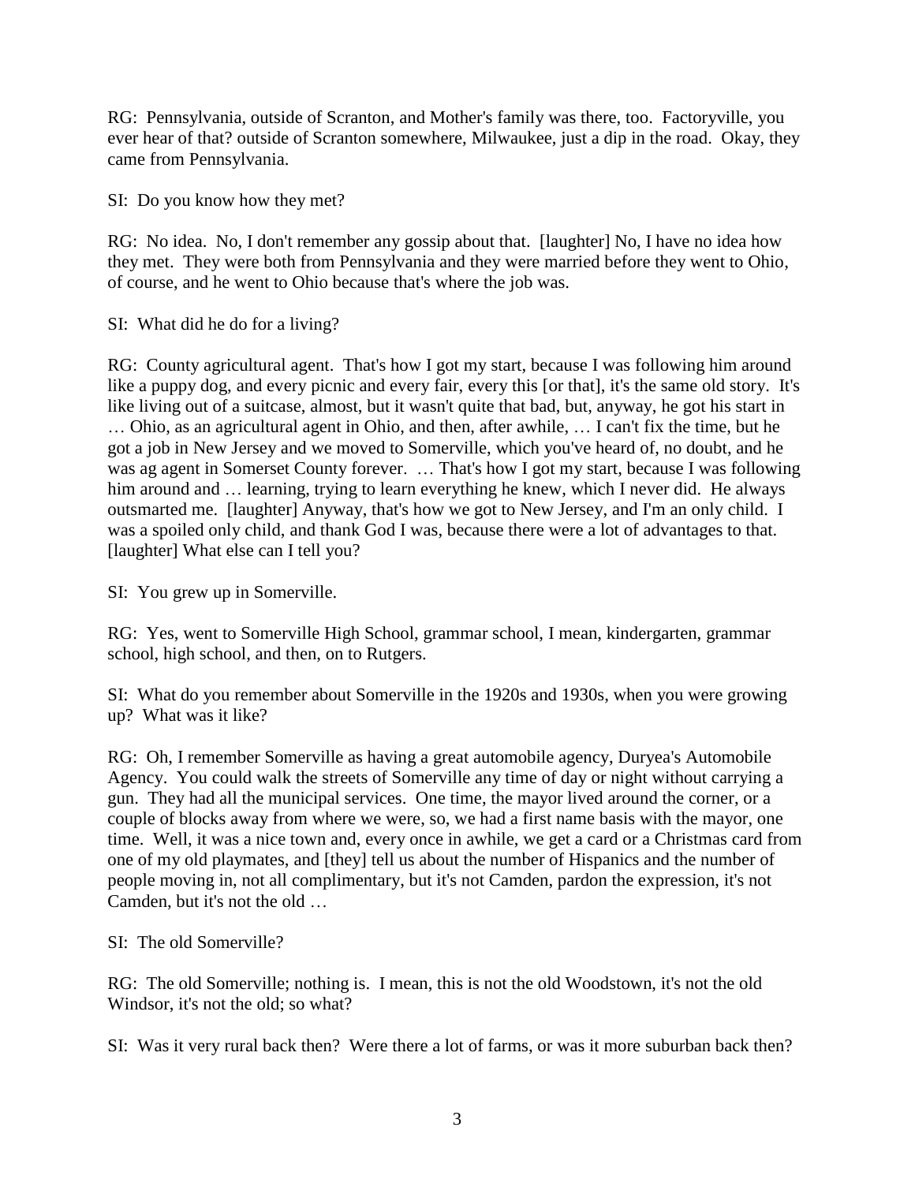RG: Pennsylvania, outside of Scranton, and Mother's family was there, too. Factoryville, you ever hear of that? outside of Scranton somewhere, Milwaukee, just a dip in the road. Okay, they came from Pennsylvania.

SI: Do you know how they met?

RG: No idea. No, I don't remember any gossip about that. [laughter] No, I have no idea how they met. They were both from Pennsylvania and they were married before they went to Ohio, of course, and he went to Ohio because that's where the job was.

SI: What did he do for a living?

RG: County agricultural agent. That's how I got my start, because I was following him around like a puppy dog, and every picnic and every fair, every this [or that], it's the same old story. It's like living out of a suitcase, almost, but it wasn't quite that bad, but, anyway, he got his start in … Ohio, as an agricultural agent in Ohio, and then, after awhile, … I can't fix the time, but he got a job in New Jersey and we moved to Somerville, which you've heard of, no doubt, and he was ag agent in Somerset County forever. … That's how I got my start, because I was following him around and … learning, trying to learn everything he knew, which I never did. He always outsmarted me. [laughter] Anyway, that's how we got to New Jersey, and I'm an only child. I was a spoiled only child, and thank God I was, because there were a lot of advantages to that. [laughter] What else can I tell you?

SI: You grew up in Somerville.

RG: Yes, went to Somerville High School, grammar school, I mean, kindergarten, grammar school, high school, and then, on to Rutgers.

SI: What do you remember about Somerville in the 1920s and 1930s, when you were growing up? What was it like?

RG: Oh, I remember Somerville as having a great automobile agency, Duryea's Automobile Agency. You could walk the streets of Somerville any time of day or night without carrying a gun. They had all the municipal services. One time, the mayor lived around the corner, or a couple of blocks away from where we were, so, we had a first name basis with the mayor, one time. Well, it was a nice town and, every once in awhile, we get a card or a Christmas card from one of my old playmates, and [they] tell us about the number of Hispanics and the number of people moving in, not all complimentary, but it's not Camden, pardon the expression, it's not Camden, but it's not the old …

SI: The old Somerville?

RG: The old Somerville; nothing is. I mean, this is not the old Woodstown, it's not the old Windsor, it's not the old; so what?

SI: Was it very rural back then? Were there a lot of farms, or was it more suburban back then?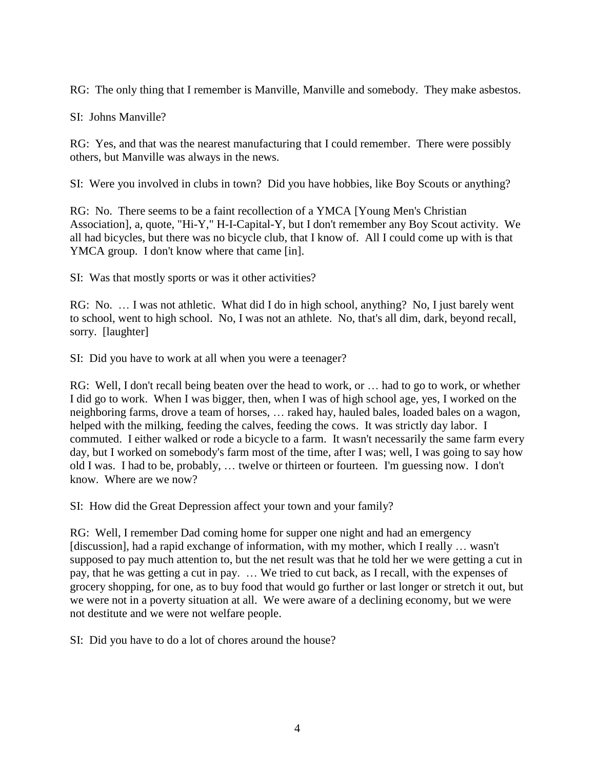RG: The only thing that I remember is Manville, Manville and somebody. They make asbestos.

SI: Johns Manville?

RG: Yes, and that was the nearest manufacturing that I could remember. There were possibly others, but Manville was always in the news.

SI: Were you involved in clubs in town? Did you have hobbies, like Boy Scouts or anything?

RG: No. There seems to be a faint recollection of a YMCA [Young Men's Christian Association], a, quote, "Hi-Y," H-I-Capital-Y, but I don't remember any Boy Scout activity. We all had bicycles, but there was no bicycle club, that I know of. All I could come up with is that YMCA group. I don't know where that came [in].

SI: Was that mostly sports or was it other activities?

RG: No. … I was not athletic. What did I do in high school, anything? No, I just barely went to school, went to high school. No, I was not an athlete. No, that's all dim, dark, beyond recall, sorry. [laughter]

SI: Did you have to work at all when you were a teenager?

RG: Well, I don't recall being beaten over the head to work, or … had to go to work, or whether I did go to work. When I was bigger, then, when I was of high school age, yes, I worked on the neighboring farms, drove a team of horses, … raked hay, hauled bales, loaded bales on a wagon, helped with the milking, feeding the calves, feeding the cows. It was strictly day labor. I commuted. I either walked or rode a bicycle to a farm. It wasn't necessarily the same farm every day, but I worked on somebody's farm most of the time, after I was; well, I was going to say how old I was. I had to be, probably, … twelve or thirteen or fourteen. I'm guessing now. I don't know. Where are we now?

SI: How did the Great Depression affect your town and your family?

RG: Well, I remember Dad coming home for supper one night and had an emergency [discussion], had a rapid exchange of information, with my mother, which I really … wasn't supposed to pay much attention to, but the net result was that he told her we were getting a cut in pay, that he was getting a cut in pay. … We tried to cut back, as I recall, with the expenses of grocery shopping, for one, as to buy food that would go further or last longer or stretch it out, but we were not in a poverty situation at all. We were aware of a declining economy, but we were not destitute and we were not welfare people.

SI: Did you have to do a lot of chores around the house?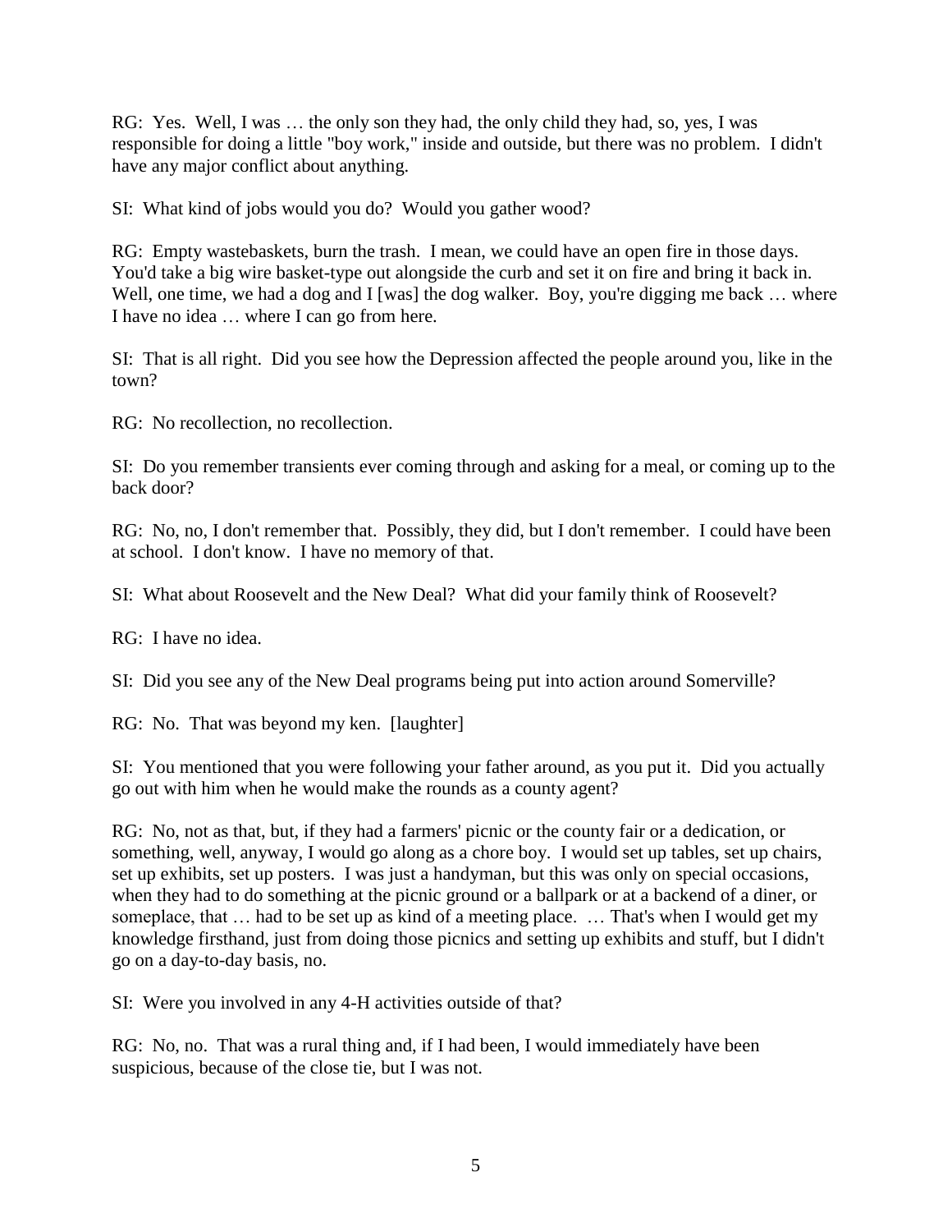RG: Yes. Well, I was … the only son they had, the only child they had, so, yes, I was responsible for doing a little "boy work," inside and outside, but there was no problem. I didn't have any major conflict about anything.

SI: What kind of jobs would you do? Would you gather wood?

RG: Empty wastebaskets, burn the trash. I mean, we could have an open fire in those days. You'd take a big wire basket-type out alongside the curb and set it on fire and bring it back in. Well, one time, we had a dog and I [was] the dog walker. Boy, you're digging me back … where I have no idea … where I can go from here.

SI: That is all right. Did you see how the Depression affected the people around you, like in the town?

RG: No recollection, no recollection.

SI: Do you remember transients ever coming through and asking for a meal, or coming up to the back door?

RG: No, no, I don't remember that. Possibly, they did, but I don't remember. I could have been at school. I don't know. I have no memory of that.

SI: What about Roosevelt and the New Deal? What did your family think of Roosevelt?

RG: I have no idea.

SI: Did you see any of the New Deal programs being put into action around Somerville?

RG: No. That was beyond my ken. [laughter]

SI: You mentioned that you were following your father around, as you put it. Did you actually go out with him when he would make the rounds as a county agent?

RG: No, not as that, but, if they had a farmers' picnic or the county fair or a dedication, or something, well, anyway, I would go along as a chore boy. I would set up tables, set up chairs, set up exhibits, set up posters. I was just a handyman, but this was only on special occasions, when they had to do something at the picnic ground or a ballpark or at a backend of a diner, or someplace, that … had to be set up as kind of a meeting place. … That's when I would get my knowledge firsthand, just from doing those picnics and setting up exhibits and stuff, but I didn't go on a day-to-day basis, no.

SI: Were you involved in any 4-H activities outside of that?

RG: No, no. That was a rural thing and, if I had been, I would immediately have been suspicious, because of the close tie, but I was not.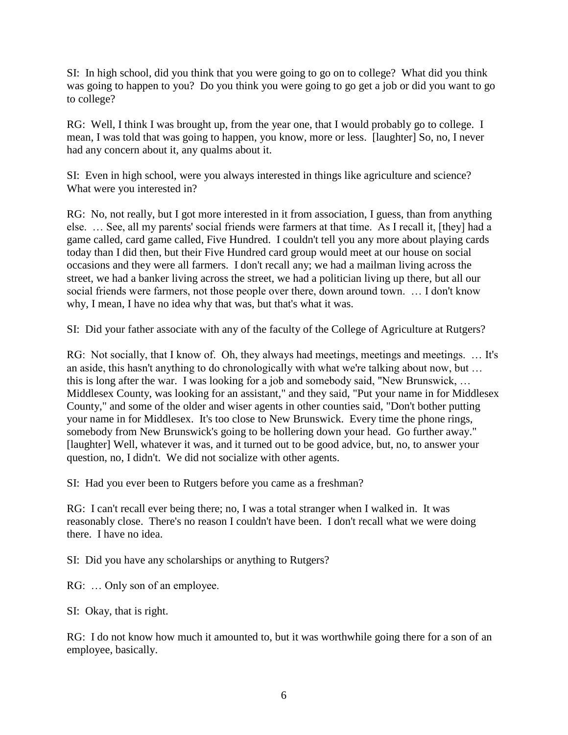SI: In high school, did you think that you were going to go on to college? What did you think was going to happen to you? Do you think you were going to go get a job or did you want to go to college?

RG: Well, I think I was brought up, from the year one, that I would probably go to college. I mean, I was told that was going to happen, you know, more or less. [laughter] So, no, I never had any concern about it, any qualms about it.

SI: Even in high school, were you always interested in things like agriculture and science? What were you interested in?

RG: No, not really, but I got more interested in it from association, I guess, than from anything else. … See, all my parents' social friends were farmers at that time. As I recall it, [they] had a game called, card game called, Five Hundred. I couldn't tell you any more about playing cards today than I did then, but their Five Hundred card group would meet at our house on social occasions and they were all farmers. I don't recall any; we had a mailman living across the street, we had a banker living across the street, we had a politician living up there, but all our social friends were farmers, not those people over there, down around town. … I don't know why, I mean, I have no idea why that was, but that's what it was.

SI: Did your father associate with any of the faculty of the College of Agriculture at Rutgers?

RG: Not socially, that I know of. Oh, they always had meetings, meetings and meetings. … It's an aside, this hasn't anything to do chronologically with what we're talking about now, but … this is long after the war. I was looking for a job and somebody said, "New Brunswick, … Middlesex County, was looking for an assistant," and they said, "Put your name in for Middlesex County," and some of the older and wiser agents in other counties said, "Don't bother putting your name in for Middlesex. It's too close to New Brunswick. Every time the phone rings, somebody from New Brunswick's going to be hollering down your head. Go further away." [laughter] Well, whatever it was, and it turned out to be good advice, but, no, to answer your question, no, I didn't. We did not socialize with other agents.

SI: Had you ever been to Rutgers before you came as a freshman?

RG: I can't recall ever being there; no, I was a total stranger when I walked in. It was reasonably close. There's no reason I couldn't have been. I don't recall what we were doing there. I have no idea.

SI: Did you have any scholarships or anything to Rutgers?

RG: … Only son of an employee.

SI: Okay, that is right.

RG: I do not know how much it amounted to, but it was worthwhile going there for a son of an employee, basically.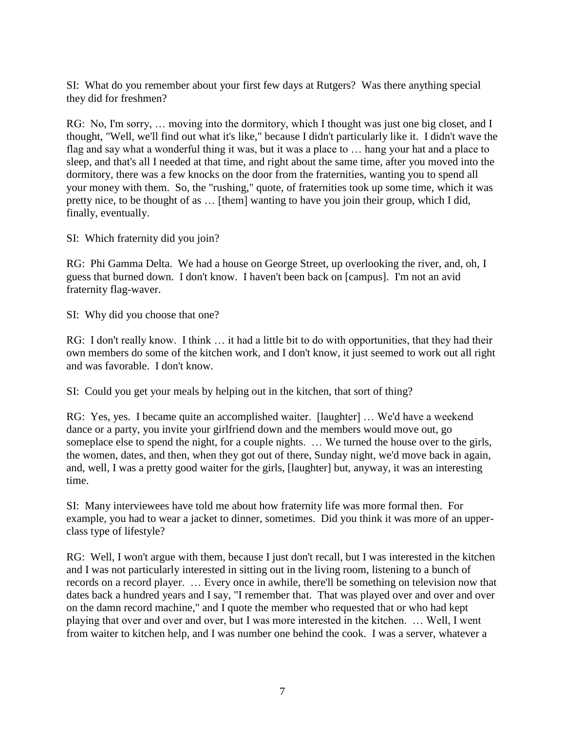SI: What do you remember about your first few days at Rutgers? Was there anything special they did for freshmen?

RG: No, I'm sorry, … moving into the dormitory, which I thought was just one big closet, and I thought, "Well, we'll find out what it's like," because I didn't particularly like it. I didn't wave the flag and say what a wonderful thing it was, but it was a place to … hang your hat and a place to sleep, and that's all I needed at that time, and right about the same time, after you moved into the dormitory, there was a few knocks on the door from the fraternities, wanting you to spend all your money with them. So, the "rushing," quote, of fraternities took up some time, which it was pretty nice, to be thought of as … [them] wanting to have you join their group, which I did, finally, eventually.

SI: Which fraternity did you join?

RG: Phi Gamma Delta. We had a house on George Street, up overlooking the river, and, oh, I guess that burned down. I don't know. I haven't been back on [campus]. I'm not an avid fraternity flag-waver.

SI: Why did you choose that one?

RG: I don't really know. I think … it had a little bit to do with opportunities, that they had their own members do some of the kitchen work, and I don't know, it just seemed to work out all right and was favorable. I don't know.

SI: Could you get your meals by helping out in the kitchen, that sort of thing?

RG: Yes, yes. I became quite an accomplished waiter. [laughter] … We'd have a weekend dance or a party, you invite your girlfriend down and the members would move out, go someplace else to spend the night, for a couple nights. … We turned the house over to the girls, the women, dates, and then, when they got out of there, Sunday night, we'd move back in again, and, well, I was a pretty good waiter for the girls, [laughter] but, anyway, it was an interesting time.

SI: Many interviewees have told me about how fraternity life was more formal then. For example, you had to wear a jacket to dinner, sometimes. Did you think it was more of an upper-class type of lifestyle?

RG: Well, I won't argue with them, because I just don't recall, but I was interested in the kitchen and I was not particularly interested in sitting out in the living room, listening to a bunch of records on a record player. … Every once in awhile, there'll be something on television now that dates back a hundred years and I say, "I remember that. That was played over and over and over on the damn record machine," and I quote the member who requested that or who had kept playing that over and over and over, but I was more interested in the kitchen. … Well, I went from waiter to kitchen help, and I was number one behind the cook. I was a server, whatever a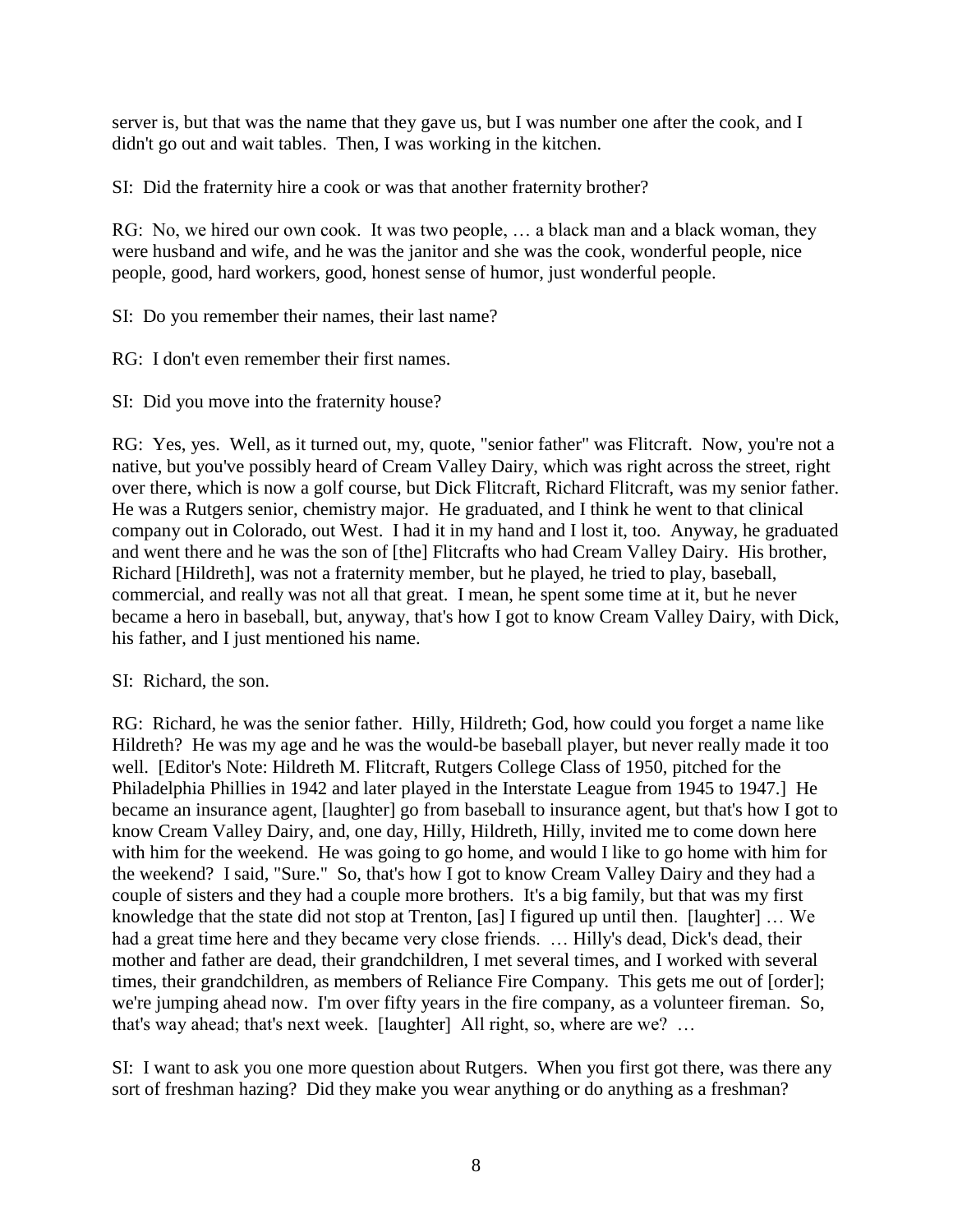server is, but that was the name that they gave us, but I was number one after the cook, and I didn't go out and wait tables. Then, I was working in the kitchen.

SI: Did the fraternity hire a cook or was that another fraternity brother?

RG: No, we hired our own cook. It was two people, … a black man and a black woman, they were husband and wife, and he was the janitor and she was the cook, wonderful people, nice people, good, hard workers, good, honest sense of humor, just wonderful people.

SI: Do you remember their names, their last name?

RG: I don't even remember their first names.

SI: Did you move into the fraternity house?

RG: Yes, yes. Well, as it turned out, my, quote, "senior father" was Flitcraft. Now, you're not a native, but you've possibly heard of Cream Valley Dairy, which was right across the street, right over there, which is now a golf course, but Dick Flitcraft, Richard Flitcraft, was my senior father. He was a Rutgers senior, chemistry major. He graduated, and I think he went to that clinical company out in Colorado, out West. I had it in my hand and I lost it, too. Anyway, he graduated and went there and he was the son of [the] Flitcrafts who had Cream Valley Dairy. His brother, Richard [Hildreth], was not a fraternity member, but he played, he tried to play, baseball, commercial, and really was not all that great. I mean, he spent some time at it, but he never became a hero in baseball, but, anyway, that's how I got to know Cream Valley Dairy, with Dick, his father, and I just mentioned his name.

SI: Richard, the son.

RG: Richard, he was the senior father. Hilly, Hildreth; God, how could you forget a name like Hildreth? He was my age and he was the would-be baseball player, but never really made it too well. [Editor's Note: Hildreth M. Flitcraft, Rutgers College Class of 1950, pitched for the Philadelphia Phillies in 1942 and later played in the Interstate League from 1945 to 1947.] He became an insurance agent, [laughter] go from baseball to insurance agent, but that's how I got to know Cream Valley Dairy, and, one day, Hilly, Hildreth, Hilly, invited me to come down here with him for the weekend. He was going to go home, and would I like to go home with him for the weekend? I said, "Sure." So, that's how I got to know Cream Valley Dairy and they had a couple of sisters and they had a couple more brothers. It's a big family, but that was my first knowledge that the state did not stop at Trenton, [as] I figured up until then. [laughter] … We had a great time here and they became very close friends. … Hilly's dead, Dick's dead, their mother and father are dead, their grandchildren, I met several times, and I worked with several times, their grandchildren, as members of Reliance Fire Company. This gets me out of [order]; we're jumping ahead now. I'm over fifty years in the fire company, as a volunteer fireman. So, that's way ahead; that's next week. [laughter] All right, so, where are we? …

SI: I want to ask you one more question about Rutgers. When you first got there, was there any sort of freshman hazing? Did they make you wear anything or do anything as a freshman?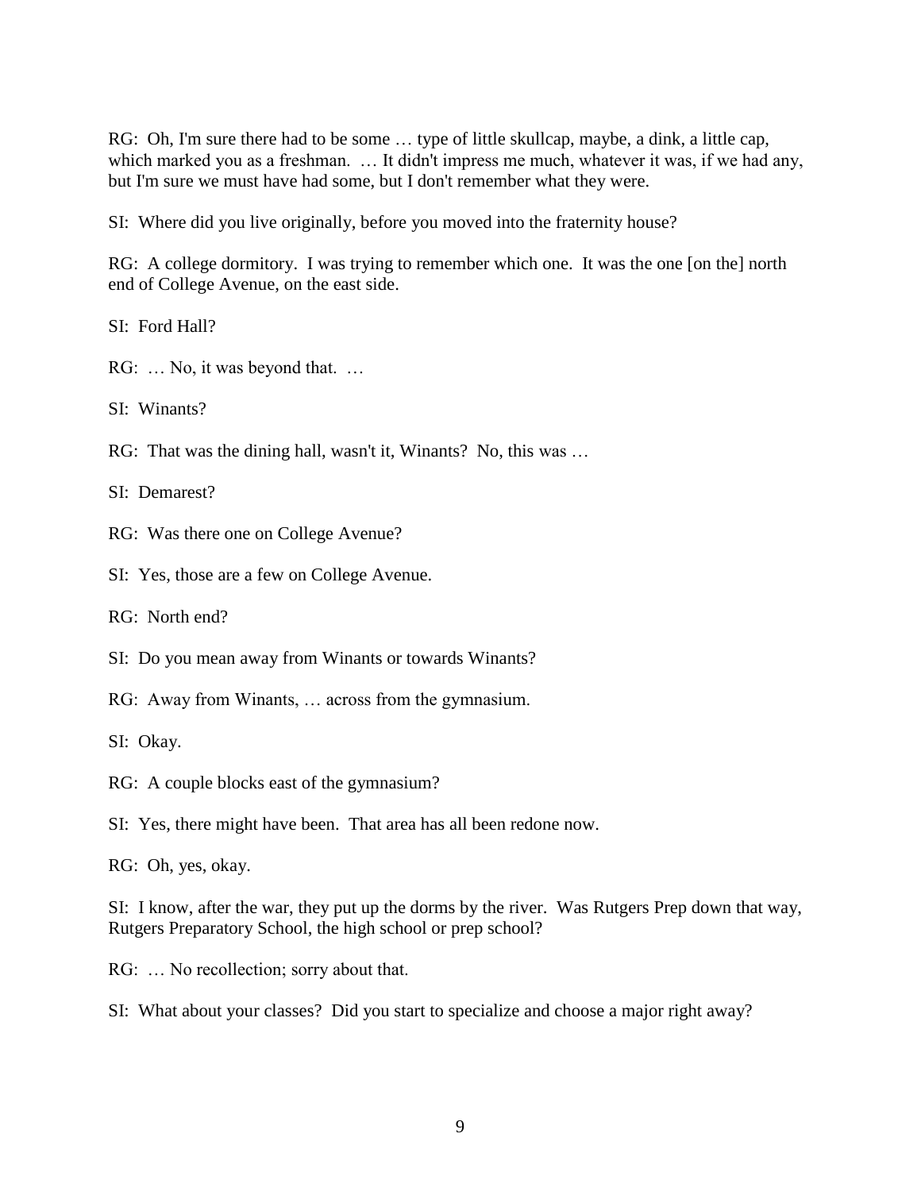RG: Oh, I'm sure there had to be some … type of little skullcap, maybe, a dink, a little cap, which marked you as a freshman. … It didn't impress me much, whatever it was, if we had any, but I'm sure we must have had some, but I don't remember what they were.

SI: Where did you live originally, before you moved into the fraternity house?

RG: A college dormitory. I was trying to remember which one. It was the one [on the] north end of College Avenue, on the east side.

SI: Ford Hall?

RG: … No, it was beyond that. …

SI: Winants?

RG: That was the dining hall, wasn't it, Winants? No, this was …

SI: Demarest?

RG: Was there one on College Avenue?

SI: Yes, those are a few on College Avenue.

RG: North end?

SI: Do you mean away from Winants or towards Winants?

RG: Away from Winants, … across from the gymnasium.

SI: Okay.

RG: A couple blocks east of the gymnasium?

SI: Yes, there might have been. That area has all been redone now.

RG: Oh, yes, okay.

SI: I know, after the war, they put up the dorms by the river. Was Rutgers Prep down that way, Rutgers Preparatory School, the high school or prep school?

RG: … No recollection; sorry about that.

SI: What about your classes? Did you start to specialize and choose a major right away?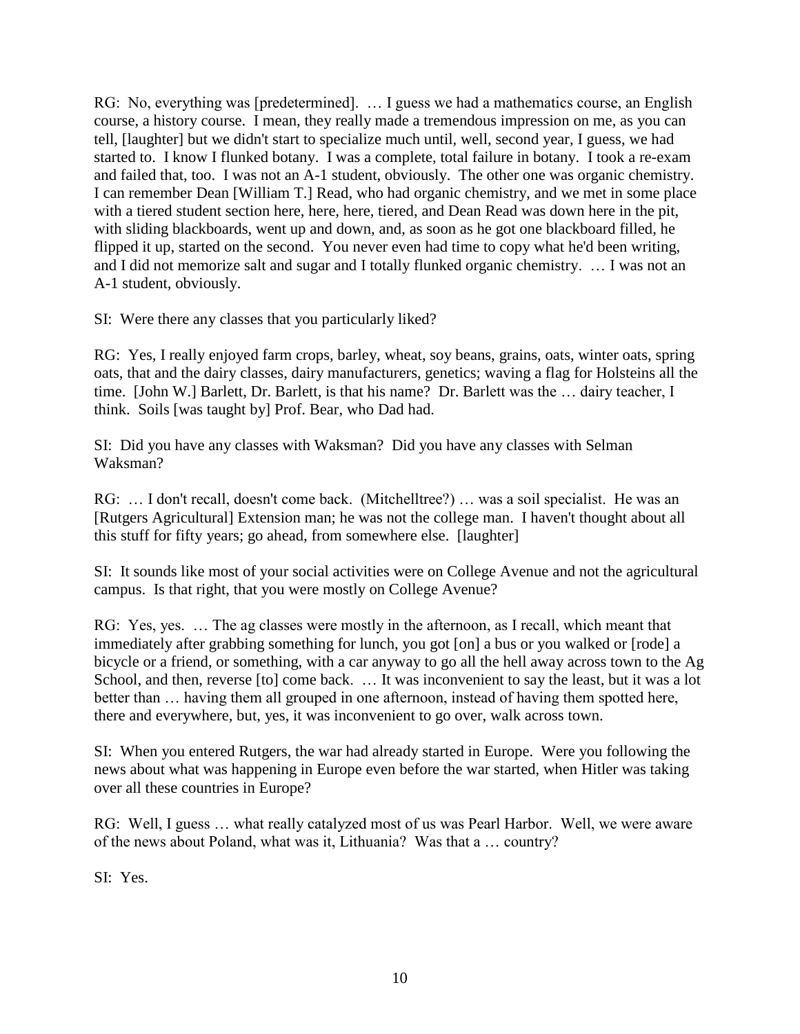RG: No, everything was [predetermined]. … I guess we had a mathematics course, an English course, a history course. I mean, they really made a tremendous impression on me, as you can tell, [laughter] but we didn't start to specialize much until, well, second year, I guess, we had started to. I know I flunked botany. I was a complete, total failure in botany. I took a re-exam and failed that, too. I was not an A-1 student, obviously. The other one was organic chemistry. I can remember Dean [William T.] Read, who had organic chemistry, and we met in some place with a tiered student section here, here, here, tiered, and Dean Read was down here in the pit, with sliding blackboards, went up and down, and, as soon as he got one blackboard filled, he flipped it up, started on the second. You never even had time to copy what he'd been writing, and I did not memorize salt and sugar and I totally flunked organic chemistry. … I was not an A-1 student, obviously.

SI: Were there any classes that you particularly liked?

RG: Yes, I really enjoyed farm crops, barley, wheat, soy beans, grains, oats, winter oats, spring oats, that and the dairy classes, dairy manufacturers, genetics; waving a flag for Holsteins all the time. [John W.] Barlett, Dr. Barlett, is that his name? Dr. Barlett was the … dairy teacher, I think. Soils [was taught by] Prof. Bear, who Dad had.

SI: Did you have any classes with Waksman? Did you have any classes with Selman Waksman?

RG: … I don't recall, doesn't come back. (Mitchelltree?) … was a soil specialist. He was an [Rutgers Agricultural] Extension man; he was not the college man. I haven't thought about all this stuff for fifty years; go ahead, from somewhere else. [laughter]

SI: It sounds like most of your social activities were on College Avenue and not the agricultural campus. Is that right, that you were mostly on College Avenue?

RG: Yes, yes. … The ag classes were mostly in the afternoon, as I recall, which meant that immediately after grabbing something for lunch, you got [on] a bus or you walked or [rode] a bicycle or a friend, or something, with a car anyway to go all the hell away across town to the Ag School, and then, reverse [to] come back. … It was inconvenient to say the least, but it was a lot better than … having them all grouped in one afternoon, instead of having them spotted here, there and everywhere, but, yes, it was inconvenient to go over, walk across town.

SI: When you entered Rutgers, the war had already started in Europe. Were you following the news about what was happening in Europe even before the war started, when Hitler was taking over all these countries in Europe?

RG: Well, I guess … what really catalyzed most of us was Pearl Harbor. Well, we were aware of the news about Poland, what was it, Lithuania? Was that a … country?

SI: Yes.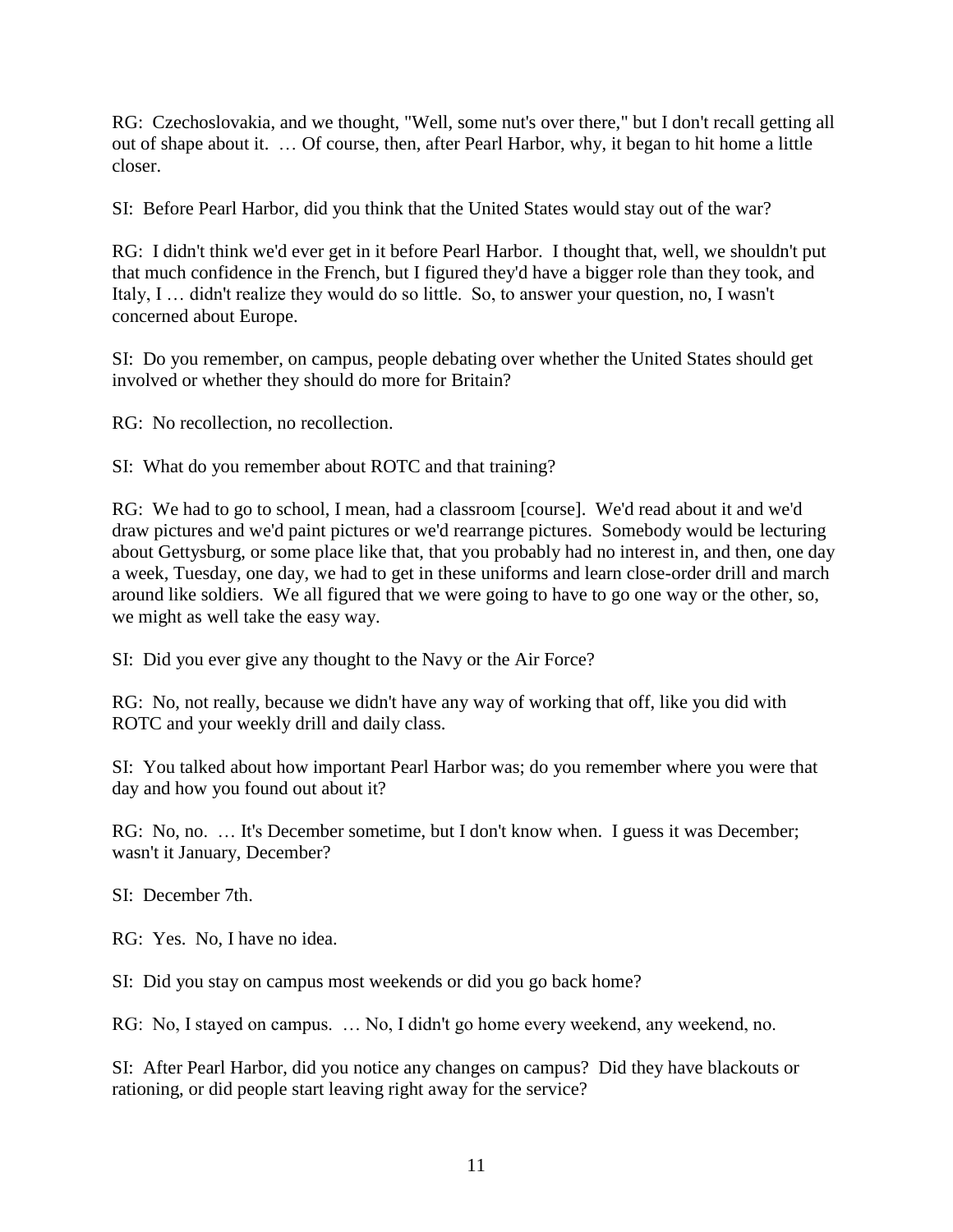RG: Czechoslovakia, and we thought, "Well, some nut's over there," but I don't recall getting all out of shape about it. … Of course, then, after Pearl Harbor, why, it began to hit home a little closer.

SI: Before Pearl Harbor, did you think that the United States would stay out of the war?

RG: I didn't think we'd ever get in it before Pearl Harbor. I thought that, well, we shouldn't put that much confidence in the French, but I figured they'd have a bigger role than they took, and Italy, I … didn't realize they would do so little. So, to answer your question, no, I wasn't concerned about Europe.

SI: Do you remember, on campus, people debating over whether the United States should get involved or whether they should do more for Britain?

RG: No recollection, no recollection.

SI: What do you remember about ROTC and that training?

RG: We had to go to school, I mean, had a classroom [course]. We'd read about it and we'd draw pictures and we'd paint pictures or we'd rearrange pictures. Somebody would be lecturing about Gettysburg, or some place like that, that you probably had no interest in, and then, one day a week, Tuesday, one day, we had to get in these uniforms and learn close-order drill and march around like soldiers. We all figured that we were going to have to go one way or the other, so, we might as well take the easy way.

SI: Did you ever give any thought to the Navy or the Air Force?

RG: No, not really, because we didn't have any way of working that off, like you did with ROTC and your weekly drill and daily class.

SI: You talked about how important Pearl Harbor was; do you remember where you were that day and how you found out about it?

RG: No, no. … It's December sometime, but I don't know when. I guess it was December; wasn't it January, December?

SI: December 7th.

RG: Yes. No, I have no idea.

SI: Did you stay on campus most weekends or did you go back home?

RG: No, I stayed on campus. … No, I didn't go home every weekend, any weekend, no.

SI: After Pearl Harbor, did you notice any changes on campus? Did they have blackouts or rationing, or did people start leaving right away for the service?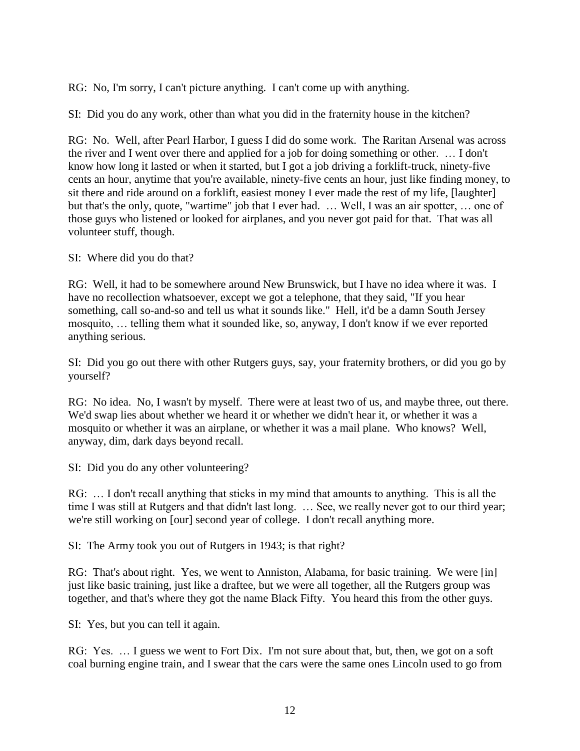RG: No, I'm sorry, I can't picture anything. I can't come up with anything.

SI: Did you do any work, other than what you did in the fraternity house in the kitchen?

RG: No. Well, after Pearl Harbor, I guess I did do some work. The Raritan Arsenal was across the river and I went over there and applied for a job for doing something or other. … I don't know how long it lasted or when it started, but I got a job driving a forklift-truck, ninety-five cents an hour, anytime that you're available, ninety-five cents an hour, just like finding money, to sit there and ride around on a forklift, easiest money I ever made the rest of my life, [laughter] but that's the only, quote, "wartime" job that I ever had. … Well, I was an air spotter, … one of those guys who listened or looked for airplanes, and you never got paid for that. That was all volunteer stuff, though.

SI: Where did you do that?

RG: Well, it had to be somewhere around New Brunswick, but I have no idea where it was. I have no recollection whatsoever, except we got a telephone, that they said, "If you hear something, call so-and-so and tell us what it sounds like." Hell, it'd be a damn South Jersey mosquito, … telling them what it sounded like, so, anyway, I don't know if we ever reported anything serious.

SI: Did you go out there with other Rutgers guys, say, your fraternity brothers, or did you go by yourself?

RG: No idea. No, I wasn't by myself. There were at least two of us, and maybe three, out there. We'd swap lies about whether we heard it or whether we didn't hear it, or whether it was a mosquito or whether it was an airplane, or whether it was a mail plane. Who knows? Well, anyway, dim, dark days beyond recall.

SI: Did you do any other volunteering?

RG: … I don't recall anything that sticks in my mind that amounts to anything. This is all the time I was still at Rutgers and that didn't last long. … See, we really never got to our third year; we're still working on [our] second year of college. I don't recall anything more.

SI: The Army took you out of Rutgers in 1943; is that right?

RG: That's about right. Yes, we went to Anniston, Alabama, for basic training. We were [in] just like basic training, just like a draftee, but we were all together, all the Rutgers group was together, and that's where they got the name Black Fifty. You heard this from the other guys.

SI: Yes, but you can tell it again.

RG: Yes. … I guess we went to Fort Dix. I'm not sure about that, but, then, we got on a soft coal burning engine train, and I swear that the cars were the same ones Lincoln used to go from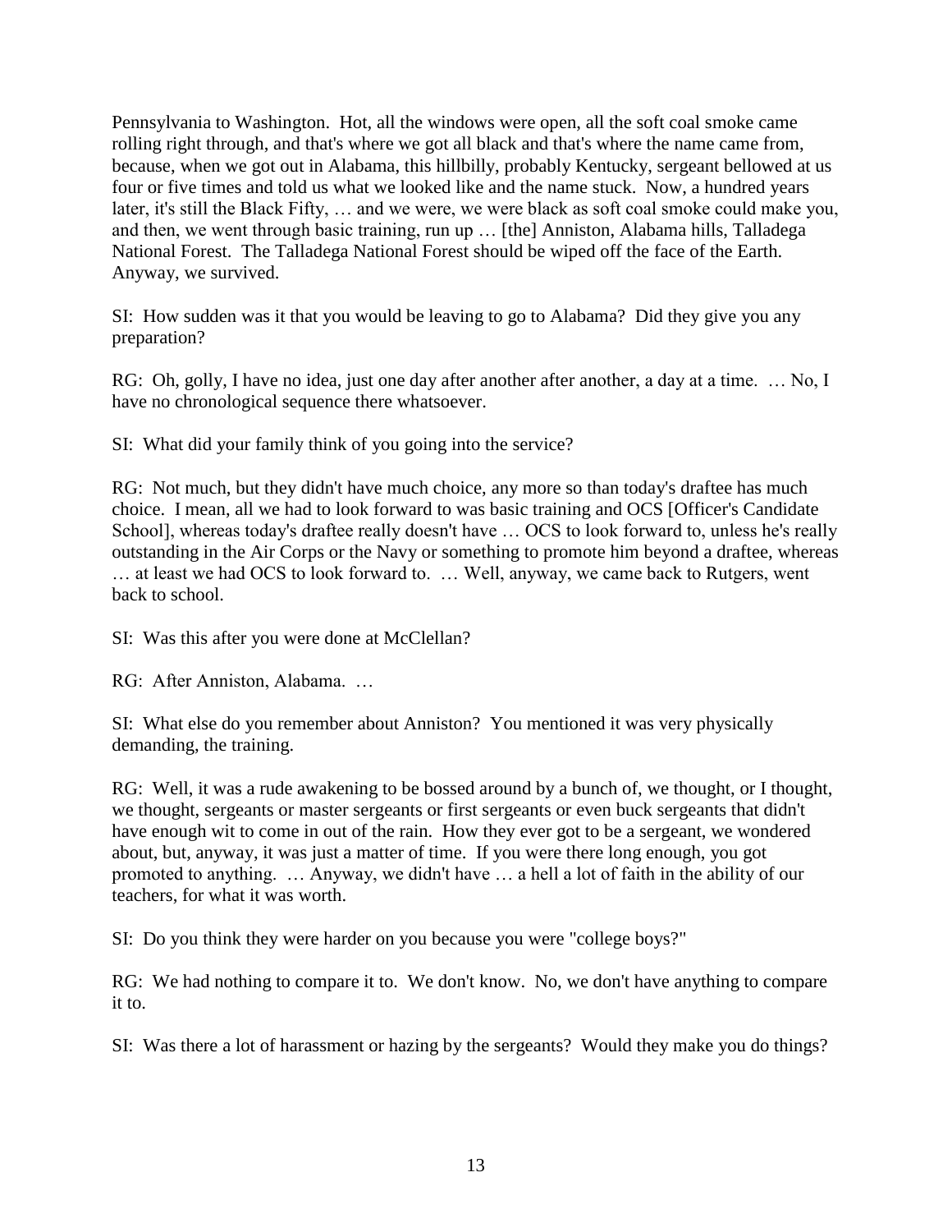Pennsylvania to Washington. Hot, all the windows were open, all the soft coal smoke came rolling right through, and that's where we got all black and that's where the name came from, because, when we got out in Alabama, this hillbilly, probably Kentucky, sergeant bellowed at us four or five times and told us what we looked like and the name stuck. Now, a hundred years later, it's still the Black Fifty, … and we were, we were black as soft coal smoke could make you, and then, we went through basic training, run up … [the] Anniston, Alabama hills, Talladega National Forest. The Talladega National Forest should be wiped off the face of the Earth. Anyway, we survived.

SI: How sudden was it that you would be leaving to go to Alabama? Did they give you any preparation?

RG: Oh, golly, I have no idea, just one day after another after another, a day at a time. … No, I have no chronological sequence there whatsoever.

SI: What did your family think of you going into the service?

RG: Not much, but they didn't have much choice, any more so than today's draftee has much choice. I mean, all we had to look forward to was basic training and OCS [Officer's Candidate School], whereas today's draftee really doesn't have … OCS to look forward to, unless he's really outstanding in the Air Corps or the Navy or something to promote him beyond a draftee, whereas … at least we had OCS to look forward to. … Well, anyway, we came back to Rutgers, went back to school.

SI: Was this after you were done at McClellan?

RG: After Anniston, Alabama. …

SI: What else do you remember about Anniston? You mentioned it was very physically demanding, the training.

RG: Well, it was a rude awakening to be bossed around by a bunch of, we thought, or I thought, we thought, sergeants or master sergeants or first sergeants or even buck sergeants that didn't have enough wit to come in out of the rain. How they ever got to be a sergeant, we wondered about, but, anyway, it was just a matter of time. If you were there long enough, you got promoted to anything. … Anyway, we didn't have … a hell a lot of faith in the ability of our teachers, for what it was worth.

SI: Do you think they were harder on you because you were "college boys?"

RG: We had nothing to compare it to. We don't know. No, we don't have anything to compare it to.

SI: Was there a lot of harassment or hazing by the sergeants? Would they make you do things?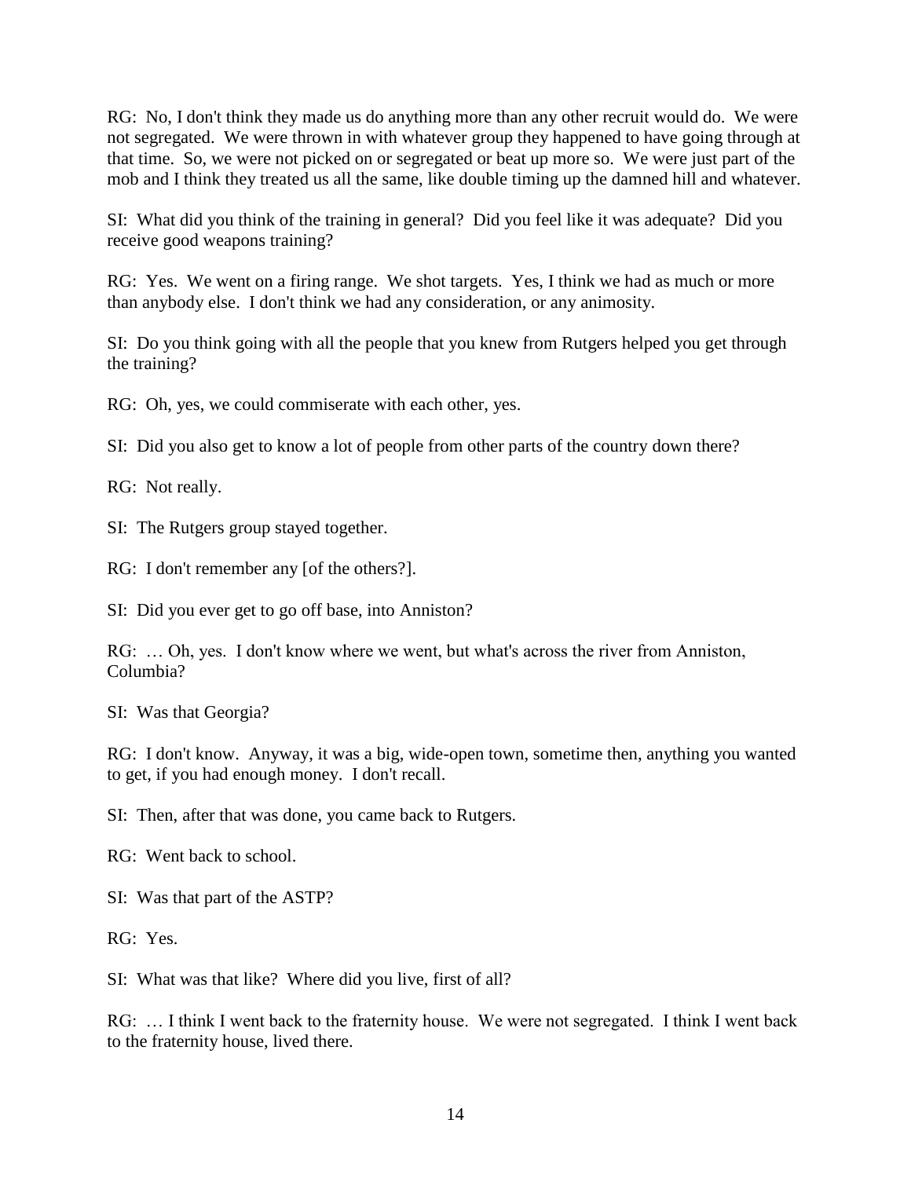RG: No, I don't think they made us do anything more than any other recruit would do. We were not segregated. We were thrown in with whatever group they happened to have going through at that time. So, we were not picked on or segregated or beat up more so. We were just part of the mob and I think they treated us all the same, like double timing up the damned hill and whatever.

SI: What did you think of the training in general? Did you feel like it was adequate? Did you receive good weapons training?

RG: Yes. We went on a firing range. We shot targets. Yes, I think we had as much or more than anybody else. I don't think we had any consideration, or any animosity.

SI: Do you think going with all the people that you knew from Rutgers helped you get through the training?

RG: Oh, yes, we could commiserate with each other, yes.

SI: Did you also get to know a lot of people from other parts of the country down there?

RG: Not really.

SI: The Rutgers group stayed together.

RG: I don't remember any [of the others?].

SI: Did you ever get to go off base, into Anniston?

RG: … Oh, yes. I don't know where we went, but what's across the river from Anniston, Columbia?

SI: Was that Georgia?

RG: I don't know. Anyway, it was a big, wide-open town, sometime then, anything you wanted to get, if you had enough money. I don't recall.

SI: Then, after that was done, you came back to Rutgers.

RG: Went back to school.

SI: Was that part of the ASTP?

RG: Yes.

SI: What was that like? Where did you live, first of all?

RG: … I think I went back to the fraternity house. We were not segregated. I think I went back to the fraternity house, lived there.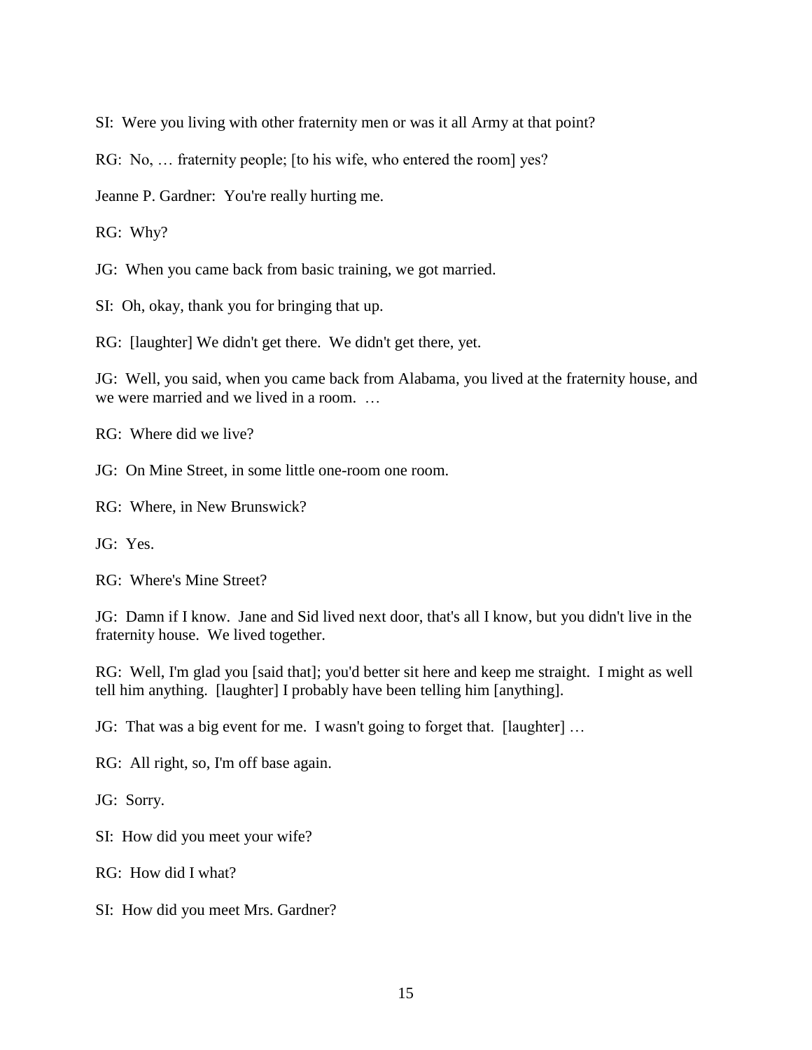SI: Were you living with other fraternity men or was it all Army at that point?

RG: No, … fraternity people; [to his wife, who entered the room] yes?

Jeanne P. Gardner: You're really hurting me.

RG: Why?

JG: When you came back from basic training, we got married.

SI: Oh, okay, thank you for bringing that up.

RG: [laughter] We didn't get there. We didn't get there, yet.

JG: Well, you said, when you came back from Alabama, you lived at the fraternity house, and we were married and we lived in a room. …

RG: Where did we live?

JG: On Mine Street, in some little one-room one room.

RG: Where, in New Brunswick?

JG: Yes.

RG: Where's Mine Street?

JG: Damn if I know. Jane and Sid lived next door, that's all I know, but you didn't live in the fraternity house. We lived together.

RG: Well, I'm glad you [said that]; you'd better sit here and keep me straight. I might as well tell him anything. [laughter] I probably have been telling him [anything].

JG: That was a big event for me. I wasn't going to forget that. [laughter] …

RG: All right, so, I'm off base again.

JG: Sorry.

SI: How did you meet your wife?

RG: How did I what?

SI: How did you meet Mrs. Gardner?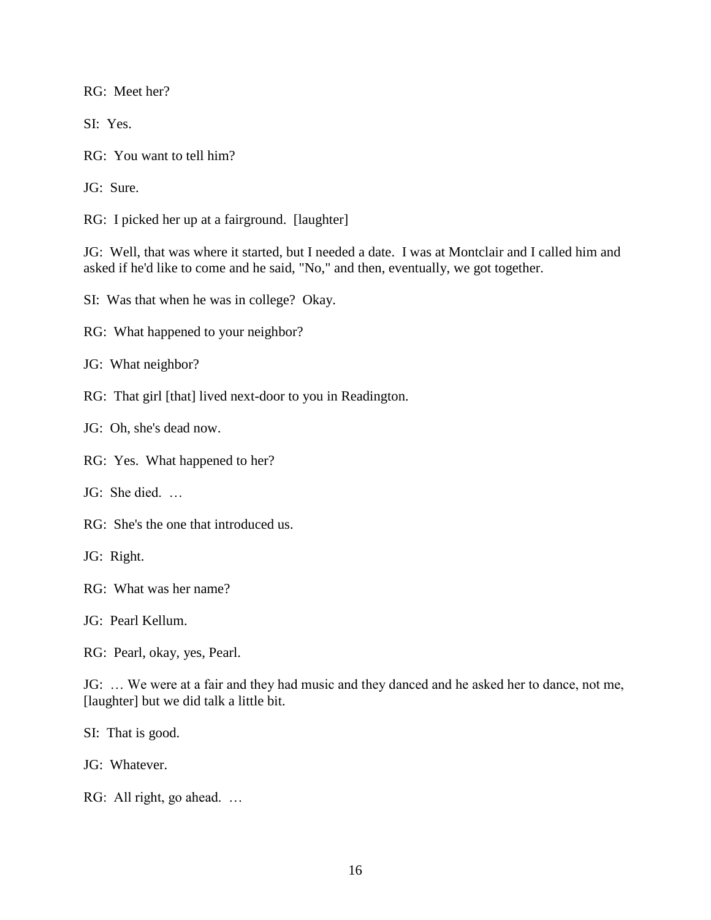RG: Meet her?

SI: Yes.

RG: You want to tell him?

JG: Sure.

RG: I picked her up at a fairground. [laughter]

JG: Well, that was where it started, but I needed a date. I was at Montclair and I called him and asked if he'd like to come and he said, "No," and then, eventually, we got together.

SI: Was that when he was in college? Okay.

RG: What happened to your neighbor?

JG: What neighbor?

RG: That girl [that] lived next-door to you in Readington.

JG: Oh, she's dead now.

RG: Yes. What happened to her?

JG: She died. …

RG: She's the one that introduced us.

JG: Right.

RG: What was her name?

JG: Pearl Kellum.

RG: Pearl, okay, yes, Pearl.

JG: … We were at a fair and they had music and they danced and he asked her to dance, not me, [laughter] but we did talk a little bit.

SI: That is good.

JG: Whatever.

RG: All right, go ahead. …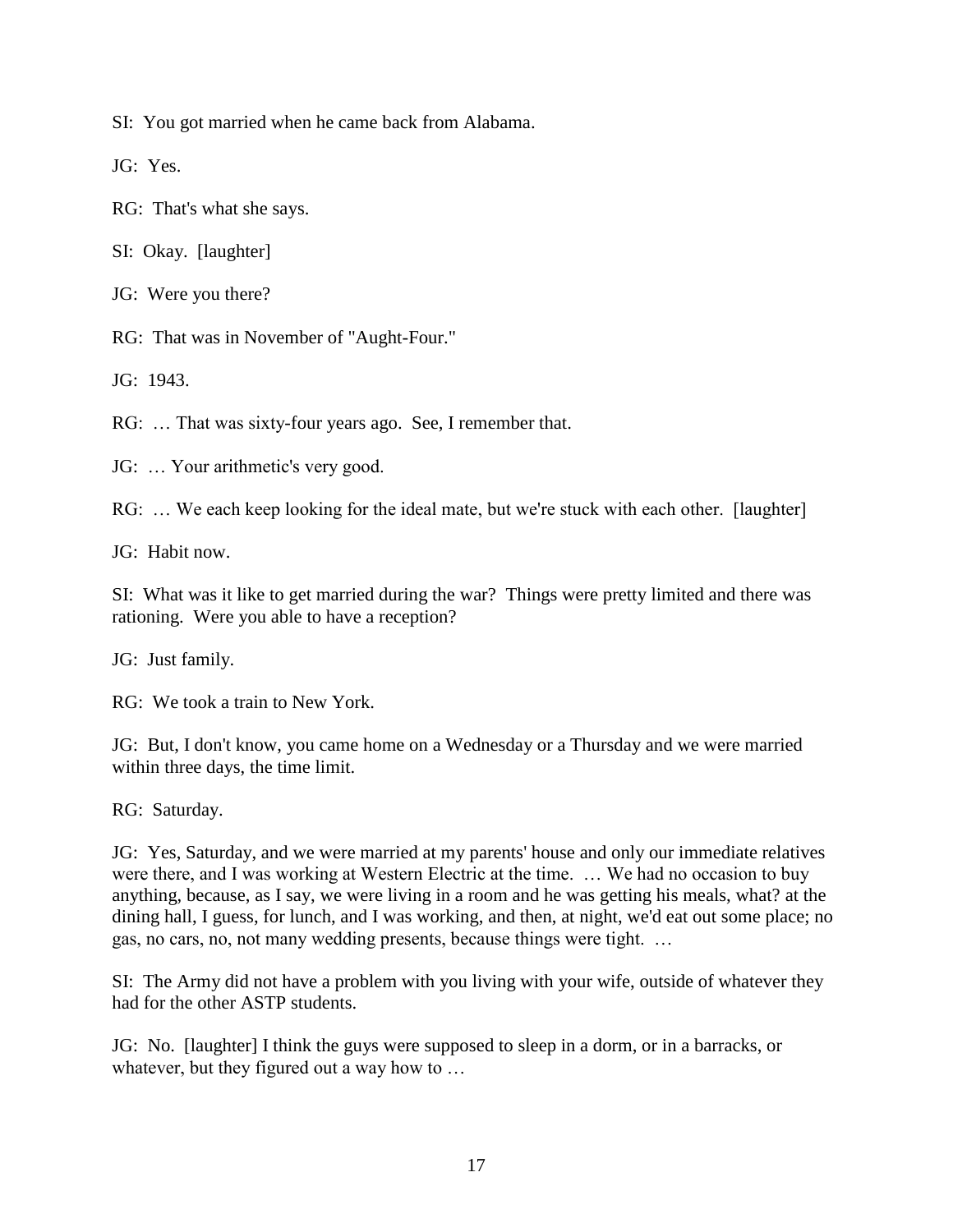SI: You got married when he came back from Alabama.

JG: Yes.

RG: That's what she says.

SI: Okay. [laughter]

JG: Were you there?

RG: That was in November of "Aught-Four."

JG: 1943.

RG: … That was sixty-four years ago. See, I remember that.

JG: … Your arithmetic's very good.

RG: … We each keep looking for the ideal mate, but we're stuck with each other. [laughter]

JG: Habit now.

SI: What was it like to get married during the war? Things were pretty limited and there was rationing. Were you able to have a reception?

JG: Just family.

RG: We took a train to New York.

JG: But, I don't know, you came home on a Wednesday or a Thursday and we were married within three days, the time limit.

RG: Saturday.

JG: Yes, Saturday, and we were married at my parents' house and only our immediate relatives were there, and I was working at Western Electric at the time. … We had no occasion to buy anything, because, as I say, we were living in a room and he was getting his meals, what? at the dining hall, I guess, for lunch, and I was working, and then, at night, we'd eat out some place; no gas, no cars, no, not many wedding presents, because things were tight. …

SI: The Army did not have a problem with you living with your wife, outside of whatever they had for the other ASTP students.

JG: No. [laughter] I think the guys were supposed to sleep in a dorm, or in a barracks, or whatever, but they figured out a way how to …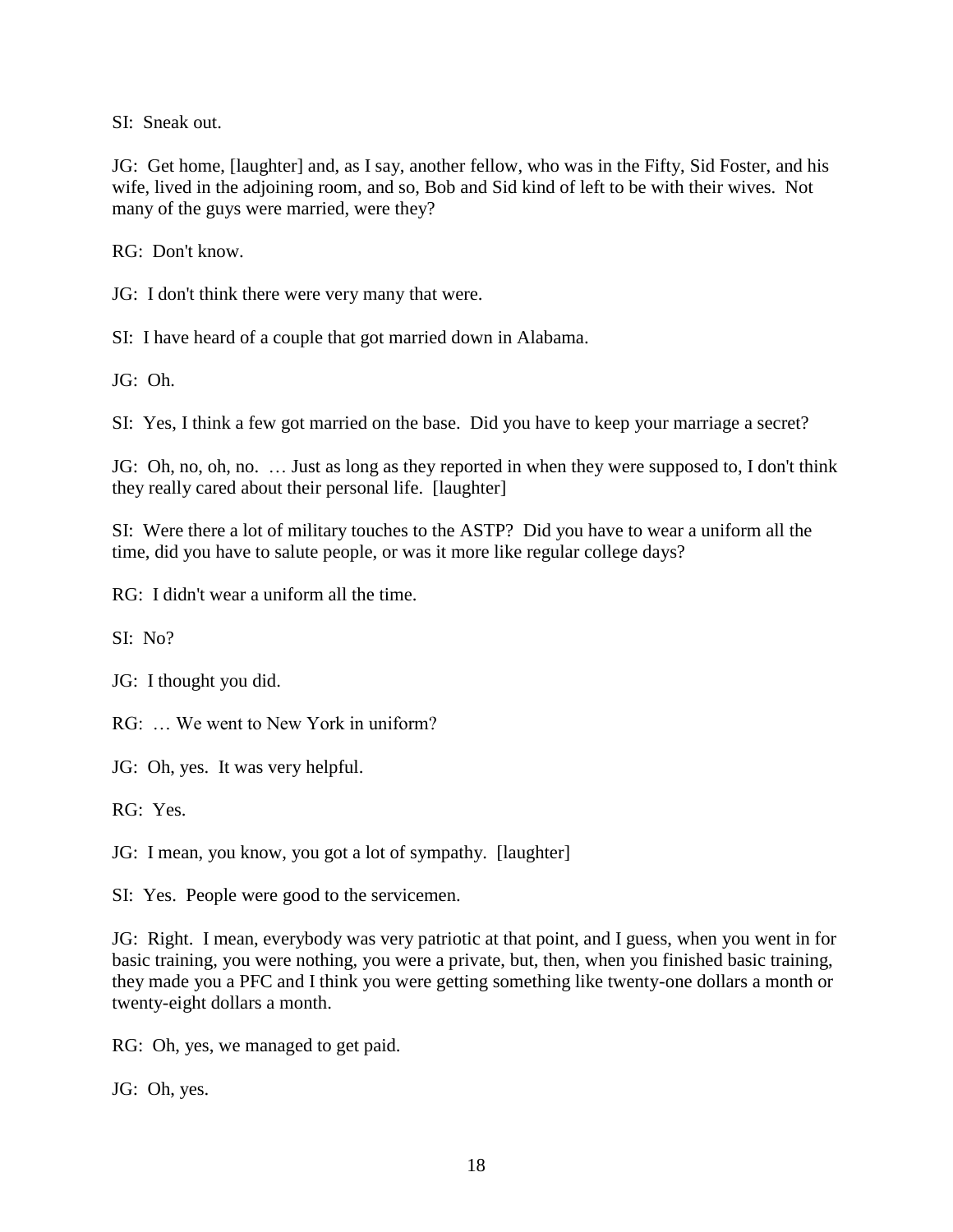SI: Sneak out.

JG: Get home, [laughter] and, as I say, another fellow, who was in the Fifty, Sid Foster, and his wife, lived in the adjoining room, and so, Bob and Sid kind of left to be with their wives. Not many of the guys were married, were they?

RG: Don't know.

JG: I don't think there were very many that were.

SI: I have heard of a couple that got married down in Alabama.

JG: Oh.

SI: Yes, I think a few got married on the base. Did you have to keep your marriage a secret?

JG: Oh, no, oh, no. … Just as long as they reported in when they were supposed to, I don't think they really cared about their personal life. [laughter]

SI: Were there a lot of military touches to the ASTP? Did you have to wear a uniform all the time, did you have to salute people, or was it more like regular college days?

RG: I didn't wear a uniform all the time.

SI: No?

JG: I thought you did.

RG: … We went to New York in uniform?

JG: Oh, yes. It was very helpful.

RG: Yes.

JG: I mean, you know, you got a lot of sympathy. [laughter]

SI: Yes. People were good to the servicemen.

JG: Right. I mean, everybody was very patriotic at that point, and I guess, when you went in for basic training, you were nothing, you were a private, but, then, when you finished basic training, they made you a PFC and I think you were getting something like twenty-one dollars a month or twenty-eight dollars a month.

RG: Oh, yes, we managed to get paid.

JG: Oh, yes.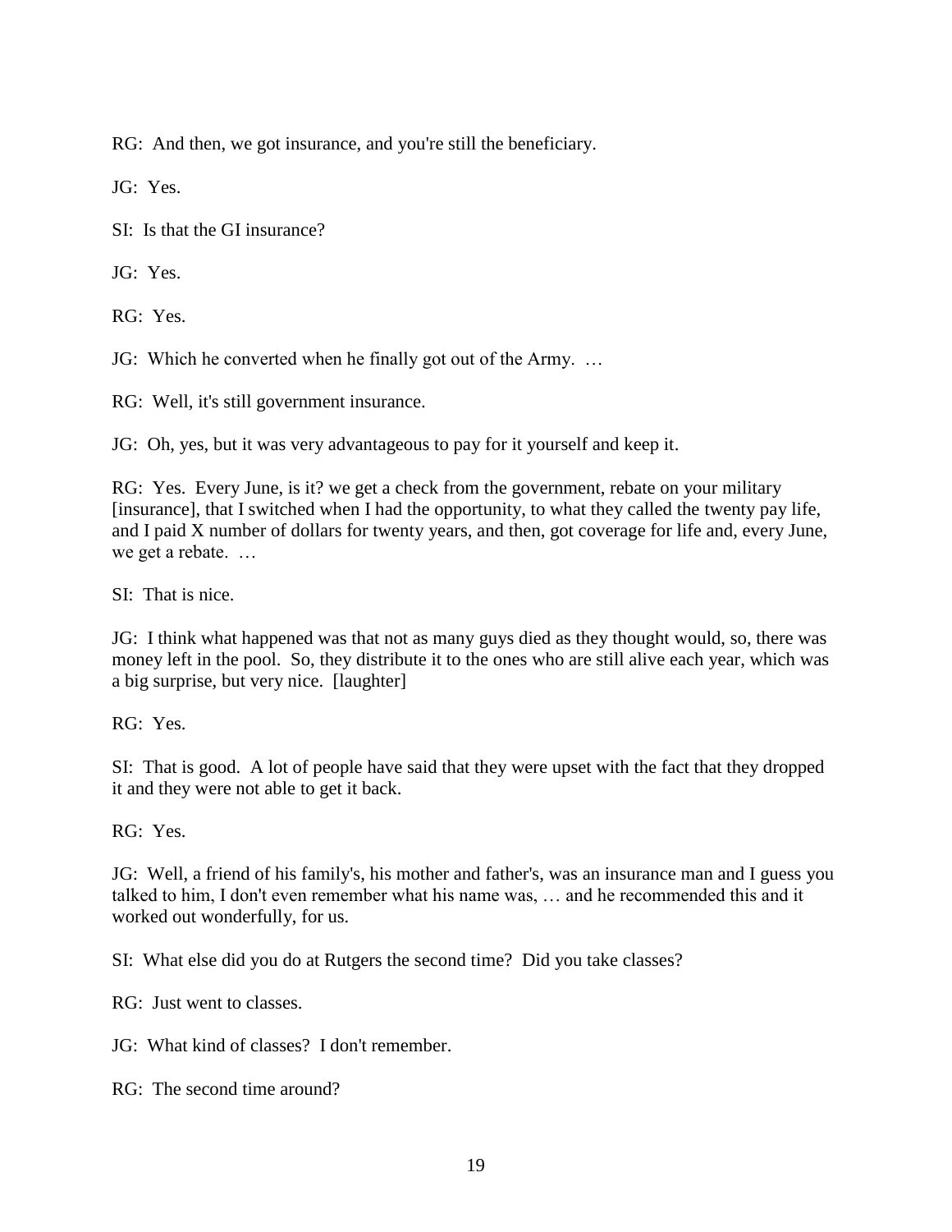RG: And then, we got insurance, and you're still the beneficiary.

JG: Yes.

SI: Is that the GI insurance?

JG: Yes.

RG: Yes.

JG: Which he converted when he finally got out of the Army. …

RG: Well, it's still government insurance.

JG: Oh, yes, but it was very advantageous to pay for it yourself and keep it.

RG: Yes. Every June, is it? we get a check from the government, rebate on your military [insurance], that I switched when I had the opportunity, to what they called the twenty pay life, and I paid X number of dollars for twenty years, and then, got coverage for life and, every June, we get a rebate. …

SI: That is nice.

JG: I think what happened was that not as many guys died as they thought would, so, there was money left in the pool. So, they distribute it to the ones who are still alive each year, which was a big surprise, but very nice. [laughter]

RG: Yes.

SI: That is good. A lot of people have said that they were upset with the fact that they dropped it and they were not able to get it back.

RG: Yes.

JG: Well, a friend of his family's, his mother and father's, was an insurance man and I guess you talked to him, I don't even remember what his name was, … and he recommended this and it worked out wonderfully, for us.

SI: What else did you do at Rutgers the second time? Did you take classes?

RG: Just went to classes.

JG: What kind of classes? I don't remember.

RG: The second time around?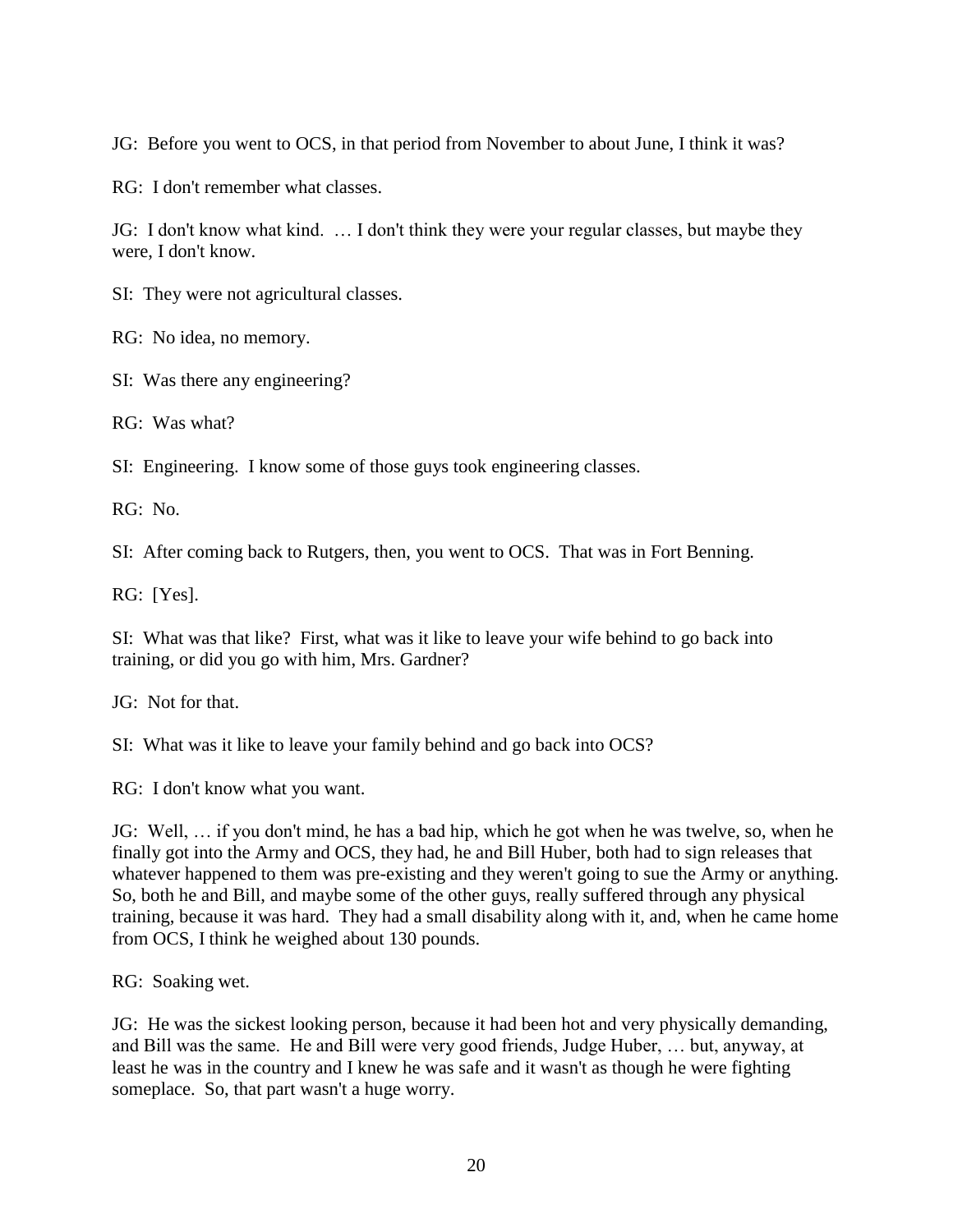JG: Before you went to OCS, in that period from November to about June, I think it was?

RG: I don't remember what classes.

JG: I don't know what kind. … I don't think they were your regular classes, but maybe they were, I don't know.

SI: They were not agricultural classes.

RG: No idea, no memory.

SI: Was there any engineering?

RG: Was what?

SI: Engineering. I know some of those guys took engineering classes.

RG: No.

SI: After coming back to Rutgers, then, you went to OCS. That was in Fort Benning.

RG: [Yes].

SI: What was that like? First, what was it like to leave your wife behind to go back into training, or did you go with him, Mrs. Gardner?

JG: Not for that.

SI: What was it like to leave your family behind and go back into OCS?

RG: I don't know what you want.

JG: Well, … if you don't mind, he has a bad hip, which he got when he was twelve, so, when he finally got into the Army and OCS, they had, he and Bill Huber, both had to sign releases that whatever happened to them was pre-existing and they weren't going to sue the Army or anything. So, both he and Bill, and maybe some of the other guys, really suffered through any physical training, because it was hard. They had a small disability along with it, and, when he came home from OCS, I think he weighed about 130 pounds.

RG: Soaking wet.

JG: He was the sickest looking person, because it had been hot and very physically demanding, and Bill was the same. He and Bill were very good friends, Judge Huber, … but, anyway, at least he was in the country and I knew he was safe and it wasn't as though he were fighting someplace. So, that part wasn't a huge worry.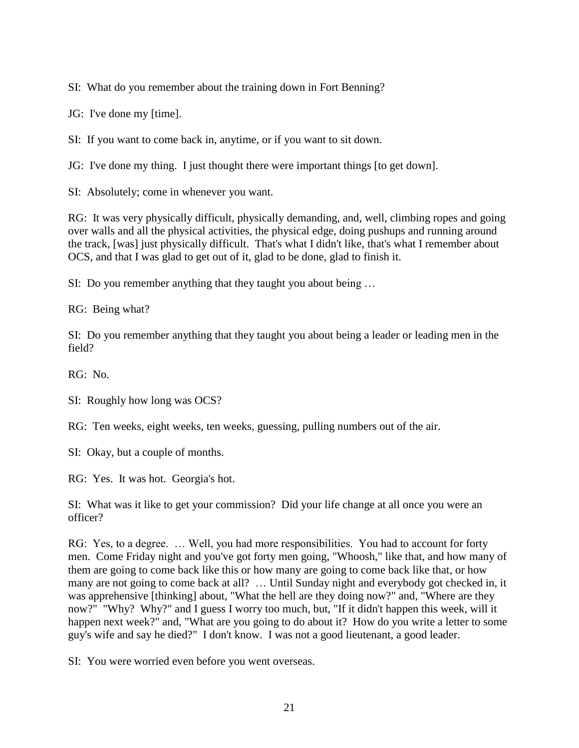SI: What do you remember about the training down in Fort Benning?

JG: I've done my [time].

SI: If you want to come back in, anytime, or if you want to sit down.

JG: I've done my thing. I just thought there were important things [to get down].

SI: Absolutely; come in whenever you want.

RG: It was very physically difficult, physically demanding, and, well, climbing ropes and going over walls and all the physical activities, the physical edge, doing pushups and running around the track, [was] just physically difficult. That's what I didn't like, that's what I remember about OCS, and that I was glad to get out of it, glad to be done, glad to finish it.

SI: Do you remember anything that they taught you about being …

RG: Being what?

SI: Do you remember anything that they taught you about being a leader or leading men in the field?

RG: No.

SI: Roughly how long was OCS?

RG: Ten weeks, eight weeks, ten weeks, guessing, pulling numbers out of the air.

SI: Okay, but a couple of months.

RG: Yes. It was hot. Georgia's hot.

SI: What was it like to get your commission? Did your life change at all once you were an officer?

RG: Yes, to a degree. … Well, you had more responsibilities. You had to account for forty men. Come Friday night and you've got forty men going, "Whoosh," like that, and how many of them are going to come back like this or how many are going to come back like that, or how many are not going to come back at all? … Until Sunday night and everybody got checked in, it was apprehensive [thinking] about, "What the hell are they doing now?" and, "Where are they now?" "Why? Why?" and I guess I worry too much, but, "If it didn't happen this week, will it happen next week?" and, "What are you going to do about it? How do you write a letter to some guy's wife and say he died?" I don't know. I was not a good lieutenant, a good leader.

SI: You were worried even before you went overseas.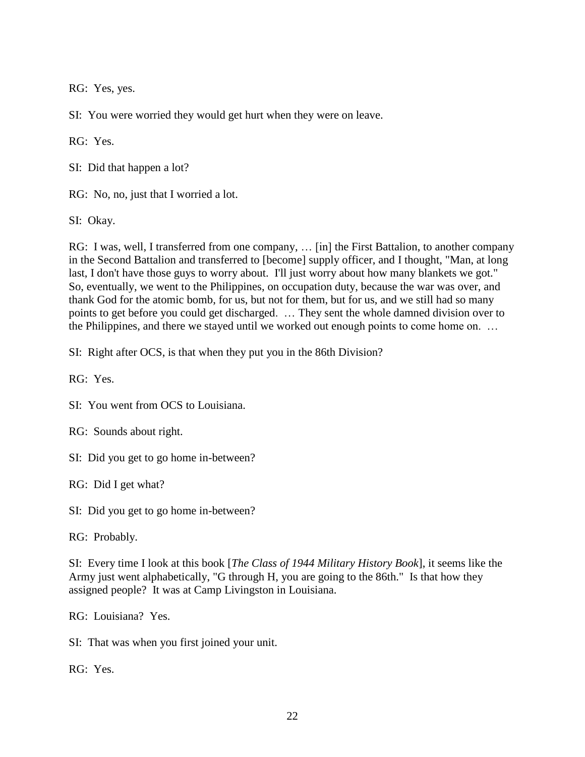RG: Yes, yes.

SI: You were worried they would get hurt when they were on leave.

RG: Yes.

SI: Did that happen a lot?

RG: No, no, just that I worried a lot.

SI: Okay.

RG: I was, well, I transferred from one company, … [in] the First Battalion, to another company in the Second Battalion and transferred to [become] supply officer, and I thought, "Man, at long last, I don't have those guys to worry about. I'll just worry about how many blankets we got." So, eventually, we went to the Philippines, on occupation duty, because the war was over, and thank God for the atomic bomb, for us, but not for them, but for us, and we still had so many points to get before you could get discharged. … They sent the whole damned division over to the Philippines, and there we stayed until we worked out enough points to come home on. …

SI: Right after OCS, is that when they put you in the 86th Division?

RG: Yes.

SI: You went from OCS to Louisiana.

RG: Sounds about right.

SI: Did you get to go home in-between?

RG: Did I get what?

SI: Did you get to go home in-between?

RG: Probably.

SI: Every time I look at this book [*The Class of 1944 Military History Book*], it seems like the Army just went alphabetically, "G through H, you are going to the 86th." Is that how they assigned people? It was at Camp Livingston in Louisiana.

RG: Louisiana? Yes.

SI: That was when you first joined your unit.

RG: Yes.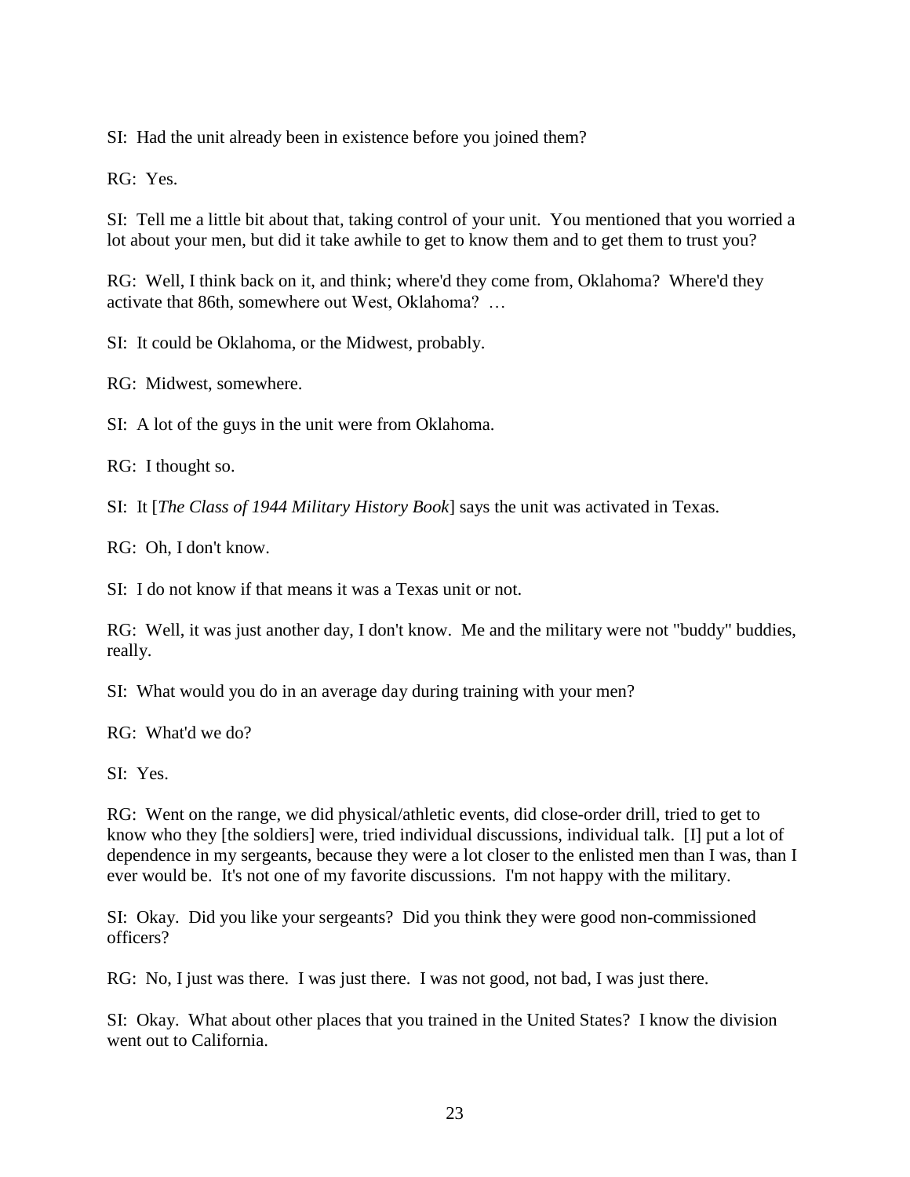SI: Had the unit already been in existence before you joined them?

RG: Yes.

SI: Tell me a little bit about that, taking control of your unit. You mentioned that you worried a lot about your men, but did it take awhile to get to know them and to get them to trust you?

RG: Well, I think back on it, and think; where'd they come from, Oklahoma? Where'd they activate that 86th, somewhere out West, Oklahoma? …

SI: It could be Oklahoma, or the Midwest, probably.

RG: Midwest, somewhere.

SI: A lot of the guys in the unit were from Oklahoma.

RG: I thought so.

SI: It [*The Class of 1944 Military History Book*] says the unit was activated in Texas.

RG: Oh, I don't know.

SI: I do not know if that means it was a Texas unit or not.

RG: Well, it was just another day, I don't know. Me and the military were not "buddy" buddies, really.

SI: What would you do in an average day during training with your men?

RG: What'd we do?

SI: Yes.

RG: Went on the range, we did physical/athletic events, did close-order drill, tried to get to know who they [the soldiers] were, tried individual discussions, individual talk. [I] put a lot of dependence in my sergeants, because they were a lot closer to the enlisted men than I was, than I ever would be. It's not one of my favorite discussions. I'm not happy with the military.

SI: Okay. Did you like your sergeants? Did you think they were good non-commissioned officers?

RG: No, I just was there. I was just there. I was not good, not bad, I was just there.

SI: Okay. What about other places that you trained in the United States? I know the division went out to California.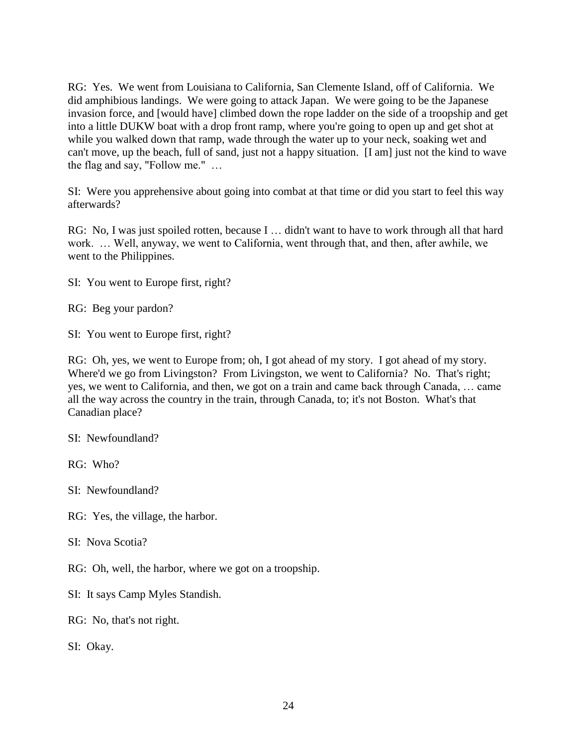RG: Yes. We went from Louisiana to California, San Clemente Island, off of California. We did amphibious landings. We were going to attack Japan. We were going to be the Japanese invasion force, and [would have] climbed down the rope ladder on the side of a troopship and get into a little DUKW boat with a drop front ramp, where you're going to open up and get shot at while you walked down that ramp, wade through the water up to your neck, soaking wet and can't move, up the beach, full of sand, just not a happy situation. [I am] just not the kind to wave the flag and say, "Follow me." …

SI: Were you apprehensive about going into combat at that time or did you start to feel this way afterwards?

RG: No, I was just spoiled rotten, because I … didn't want to have to work through all that hard work. … Well, anyway, we went to California, went through that, and then, after awhile, we went to the Philippines.

SI: You went to Europe first, right?

RG: Beg your pardon?

SI: You went to Europe first, right?

RG: Oh, yes, we went to Europe from; oh, I got ahead of my story. I got ahead of my story. Where'd we go from Livingston? From Livingston, we went to California? No. That's right; yes, we went to California, and then, we got on a train and came back through Canada, … came all the way across the country in the train, through Canada, to; it's not Boston. What's that Canadian place?

SI: Newfoundland?

RG: Who?

SI: Newfoundland?

RG: Yes, the village, the harbor.

SI: Nova Scotia?

RG: Oh, well, the harbor, where we got on a troopship.

SI: It says Camp Myles Standish.

RG: No, that's not right.

SI: Okay.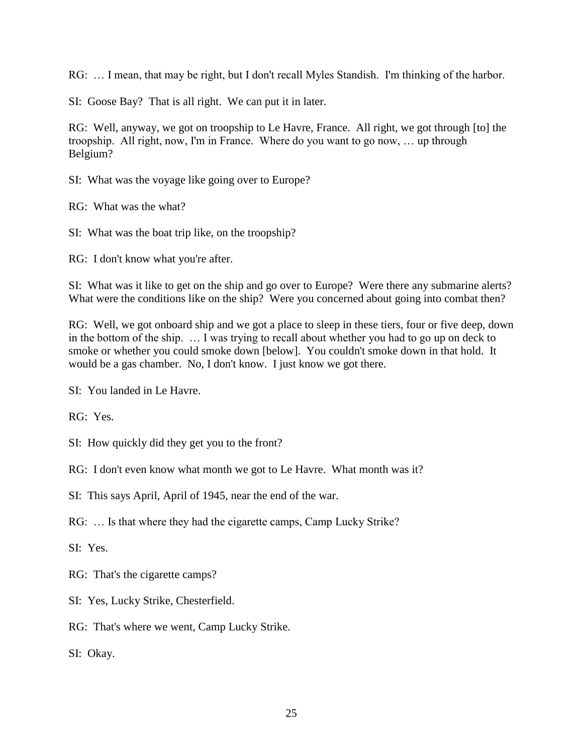RG: … I mean, that may be right, but I don't recall Myles Standish. I'm thinking of the harbor.

SI: Goose Bay? That is all right. We can put it in later.

RG: Well, anyway, we got on troopship to Le Havre, France. All right, we got through [to] the troopship. All right, now, I'm in France. Where do you want to go now, … up through Belgium?

SI: What was the voyage like going over to Europe?

RG: What was the what?

SI: What was the boat trip like, on the troopship?

RG: I don't know what you're after.

SI: What was it like to get on the ship and go over to Europe? Were there any submarine alerts? What were the conditions like on the ship? Were you concerned about going into combat then?

RG: Well, we got onboard ship and we got a place to sleep in these tiers, four or five deep, down in the bottom of the ship. … I was trying to recall about whether you had to go up on deck to smoke or whether you could smoke down [below]. You couldn't smoke down in that hold. It would be a gas chamber. No, I don't know. I just know we got there.

SI: You landed in Le Havre.

RG: Yes.

SI: How quickly did they get you to the front?

RG: I don't even know what month we got to Le Havre. What month was it?

SI: This says April, April of 1945, near the end of the war.

RG: … Is that where they had the cigarette camps, Camp Lucky Strike?

SI: Yes.

RG: That's the cigarette camps?

SI: Yes, Lucky Strike, Chesterfield.

RG: That's where we went, Camp Lucky Strike.

SI: Okay.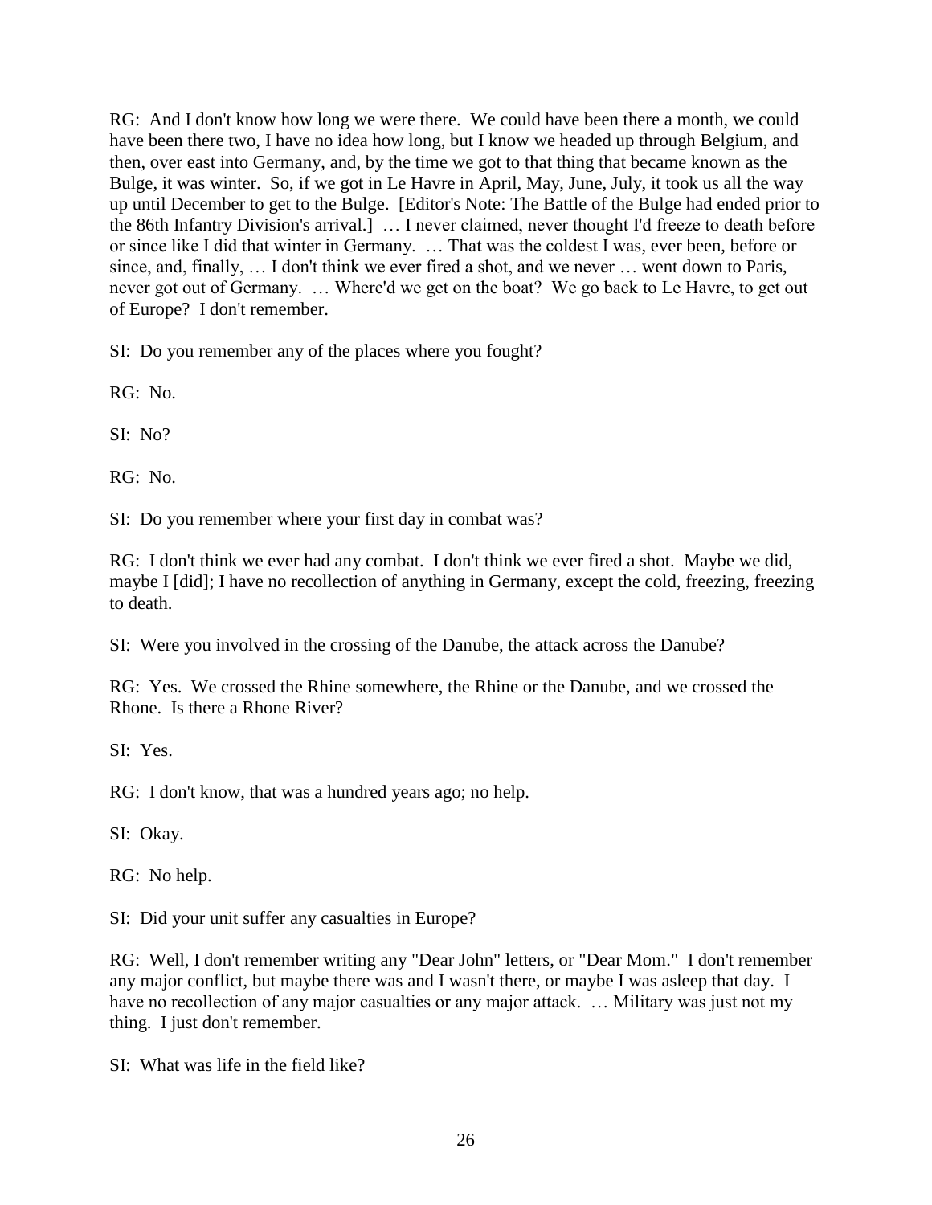RG: And I don't know how long we were there. We could have been there a month, we could have been there two, I have no idea how long, but I know we headed up through Belgium, and then, over east into Germany, and, by the time we got to that thing that became known as the Bulge, it was winter. So, if we got in Le Havre in April, May, June, July, it took us all the way up until December to get to the Bulge. [Editor's Note: The Battle of the Bulge had ended prior to the 86th Infantry Division's arrival.] … I never claimed, never thought I'd freeze to death before or since like I did that winter in Germany. … That was the coldest I was, ever been, before or since, and, finally, … I don't think we ever fired a shot, and we never … went down to Paris, never got out of Germany. … Where'd we get on the boat? We go back to Le Havre, to get out of Europe? I don't remember.

SI: Do you remember any of the places where you fought?

RG: No.

SI: No?

RG: No.

SI: Do you remember where your first day in combat was?

RG: I don't think we ever had any combat. I don't think we ever fired a shot. Maybe we did, maybe I [did]; I have no recollection of anything in Germany, except the cold, freezing, freezing to death.

SI: Were you involved in the crossing of the Danube, the attack across the Danube?

RG: Yes. We crossed the Rhine somewhere, the Rhine or the Danube, and we crossed the Rhone. Is there a Rhone River?

SI: Yes.

RG: I don't know, that was a hundred years ago; no help.

SI: Okay.

RG: No help.

SI: Did your unit suffer any casualties in Europe?

RG: Well, I don't remember writing any "Dear John" letters, or "Dear Mom." I don't remember any major conflict, but maybe there was and I wasn't there, or maybe I was asleep that day. I have no recollection of any major casualties or any major attack. … Military was just not my thing. I just don't remember.

SI: What was life in the field like?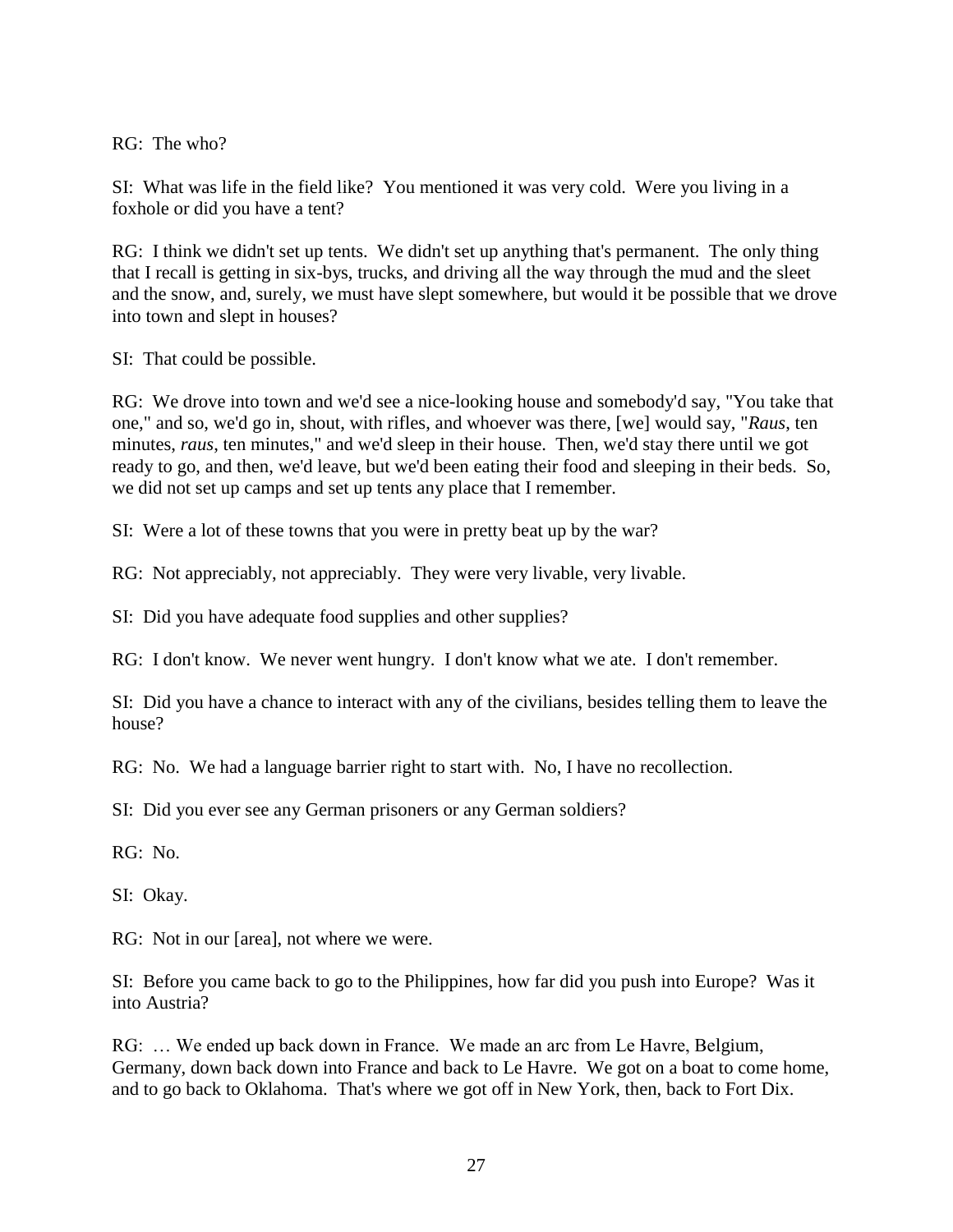RG: The who?

SI: What was life in the field like? You mentioned it was very cold. Were you living in a foxhole or did you have a tent?

RG: I think we didn't set up tents. We didn't set up anything that's permanent. The only thing that I recall is getting in six-bys, trucks, and driving all the way through the mud and the sleet and the snow, and, surely, we must have slept somewhere, but would it be possible that we drove into town and slept in houses?

SI: That could be possible.

RG: We drove into town and we'd see a nice-looking house and somebody'd say, "You take that one," and so, we'd go in, shout, with rifles, and whoever was there, [we] would say, "*Raus*, ten minutes, *raus*, ten minutes," and we'd sleep in their house. Then, we'd stay there until we got ready to go, and then, we'd leave, but we'd been eating their food and sleeping in their beds. So, we did not set up camps and set up tents any place that I remember.

SI: Were a lot of these towns that you were in pretty beat up by the war?

RG: Not appreciably, not appreciably. They were very livable, very livable.

SI: Did you have adequate food supplies and other supplies?

RG: I don't know. We never went hungry. I don't know what we ate. I don't remember.

SI: Did you have a chance to interact with any of the civilians, besides telling them to leave the house?

RG: No. We had a language barrier right to start with. No, I have no recollection.

SI: Did you ever see any German prisoners or any German soldiers?

RG: No.

SI: Okay.

RG: Not in our [area], not where we were.

SI: Before you came back to go to the Philippines, how far did you push into Europe? Was it into Austria?

RG: … We ended up back down in France. We made an arc from Le Havre, Belgium, Germany, down back down into France and back to Le Havre. We got on a boat to come home, and to go back to Oklahoma. That's where we got off in New York, then, back to Fort Dix.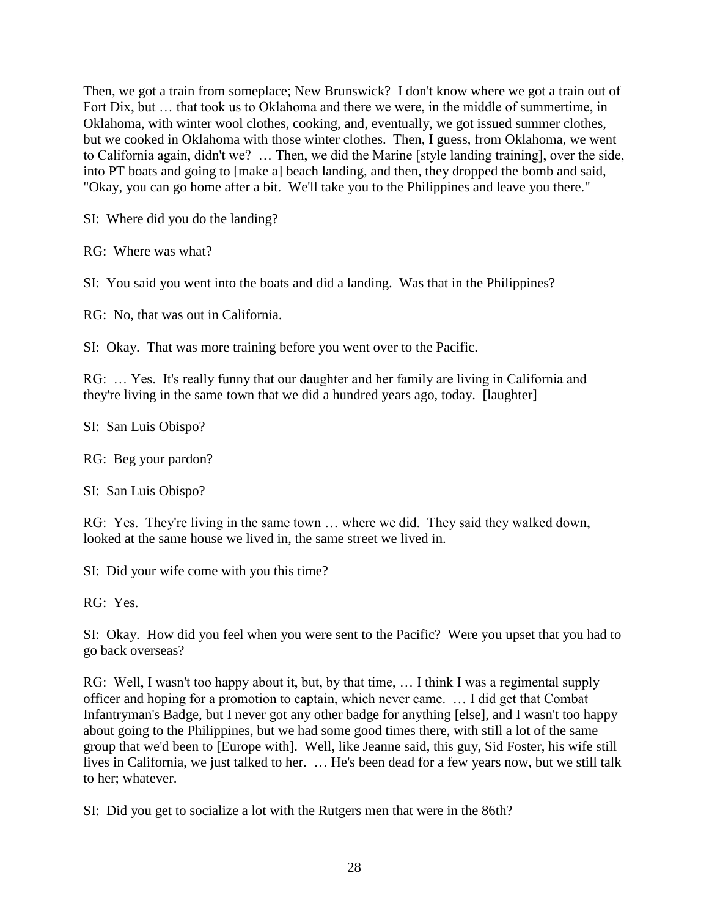Then, we got a train from someplace; New Brunswick? I don't know where we got a train out of Fort Dix, but … that took us to Oklahoma and there we were, in the middle of summertime, in Oklahoma, with winter wool clothes, cooking, and, eventually, we got issued summer clothes, but we cooked in Oklahoma with those winter clothes. Then, I guess, from Oklahoma, we went to California again, didn't we? … Then, we did the Marine [style landing training], over the side, into PT boats and going to [make a] beach landing, and then, they dropped the bomb and said, "Okay, you can go home after a bit. We'll take you to the Philippines and leave you there."

SI: Where did you do the landing?

RG: Where was what?

SI: You said you went into the boats and did a landing. Was that in the Philippines?

RG: No, that was out in California.

SI: Okay. That was more training before you went over to the Pacific.

RG: … Yes. It's really funny that our daughter and her family are living in California and they're living in the same town that we did a hundred years ago, today. [laughter]

SI: San Luis Obispo?

RG: Beg your pardon?

SI: San Luis Obispo?

RG: Yes. They're living in the same town … where we did. They said they walked down, looked at the same house we lived in, the same street we lived in.

SI: Did your wife come with you this time?

RG: Yes.

SI: Okay. How did you feel when you were sent to the Pacific? Were you upset that you had to go back overseas?

RG: Well, I wasn't too happy about it, but, by that time, … I think I was a regimental supply officer and hoping for a promotion to captain, which never came. … I did get that Combat Infantryman's Badge, but I never got any other badge for anything [else], and I wasn't too happy about going to the Philippines, but we had some good times there, with still a lot of the same group that we'd been to [Europe with]. Well, like Jeanne said, this guy, Sid Foster, his wife still lives in California, we just talked to her. … He's been dead for a few years now, but we still talk to her; whatever.

SI: Did you get to socialize a lot with the Rutgers men that were in the 86th?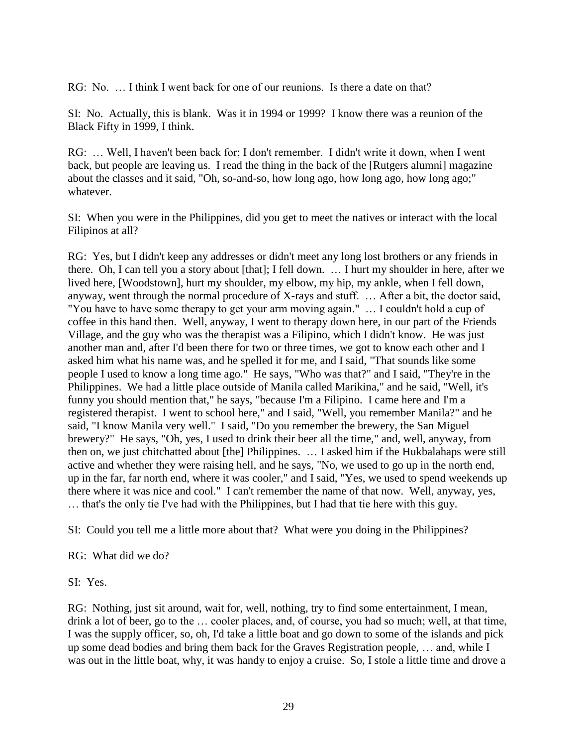RG: No. … I think I went back for one of our reunions. Is there a date on that?

SI: No. Actually, this is blank. Was it in 1994 or 1999? I know there was a reunion of the Black Fifty in 1999, I think.

RG: … Well, I haven't been back for; I don't remember. I didn't write it down, when I went back, but people are leaving us. I read the thing in the back of the [Rutgers alumni] magazine about the classes and it said, "Oh, so-and-so, how long ago, how long ago, how long ago;" whatever.

SI: When you were in the Philippines, did you get to meet the natives or interact with the local Filipinos at all?

RG: Yes, but I didn't keep any addresses or didn't meet any long lost brothers or any friends in there. Oh, I can tell you a story about [that]; I fell down. … I hurt my shoulder in here, after we lived here, [Woodstown], hurt my shoulder, my elbow, my hip, my ankle, when I fell down, anyway, went through the normal procedure of X-rays and stuff. … After a bit, the doctor said, "You have to have some therapy to get your arm moving again." … I couldn't hold a cup of coffee in this hand then. Well, anyway, I went to therapy down here, in our part of the Friends Village, and the guy who was the therapist was a Filipino, which I didn't know. He was just another man and, after I'd been there for two or three times, we got to know each other and I asked him what his name was, and he spelled it for me, and I said, "That sounds like some people I used to know a long time ago." He says, "Who was that?" and I said, "They're in the Philippines. We had a little place outside of Manila called Marikina," and he said, "Well, it's funny you should mention that," he says, "because I'm a Filipino. I came here and I'm a registered therapist. I went to school here," and I said, "Well, you remember Manila?" and he said, "I know Manila very well." I said, "Do you remember the brewery, the San Miguel brewery?" He says, "Oh, yes, I used to drink their beer all the time," and, well, anyway, from then on, we just chitchatted about [the] Philippines. … I asked him if the Hukbalahaps were still active and whether they were raising hell, and he says, "No, we used to go up in the north end, up in the far, far north end, where it was cooler," and I said, "Yes, we used to spend weekends up there where it was nice and cool." I can't remember the name of that now. Well, anyway, yes, … that's the only tie I've had with the Philippines, but I had that tie here with this guy.

SI: Could you tell me a little more about that? What were you doing in the Philippines?

RG: What did we do?

SI: Yes.

RG: Nothing, just sit around, wait for, well, nothing, try to find some entertainment, I mean, drink a lot of beer, go to the … cooler places, and, of course, you had so much; well, at that time, I was the supply officer, so, oh, I'd take a little boat and go down to some of the islands and pick up some dead bodies and bring them back for the Graves Registration people, … and, while I was out in the little boat, why, it was handy to enjoy a cruise. So, I stole a little time and drove a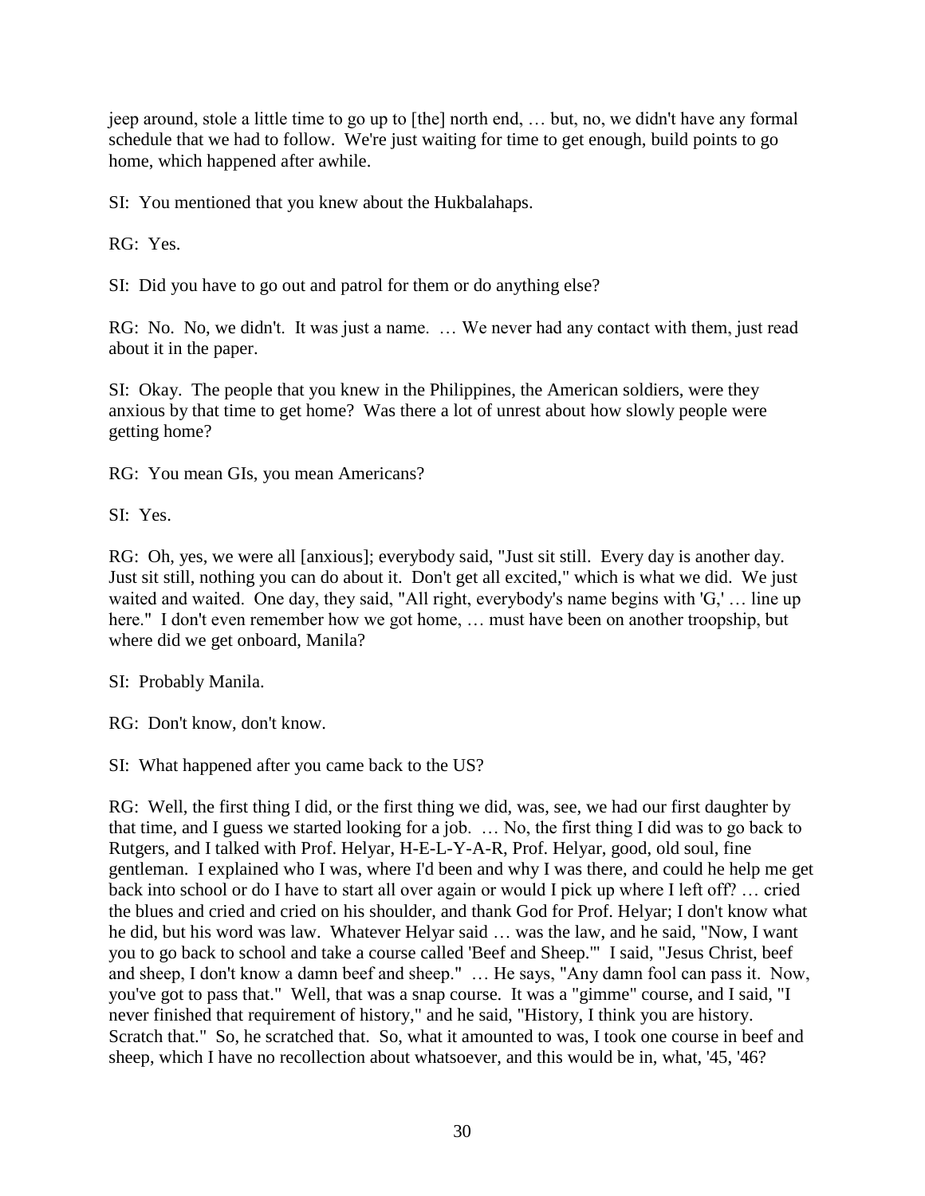jeep around, stole a little time to go up to [the] north end, … but, no, we didn't have any formal schedule that we had to follow. We're just waiting for time to get enough, build points to go home, which happened after awhile.

SI: You mentioned that you knew about the Hukbalahaps.

RG: Yes.

SI: Did you have to go out and patrol for them or do anything else?

RG: No. No, we didn't. It was just a name. … We never had any contact with them, just read about it in the paper.

SI: Okay. The people that you knew in the Philippines, the American soldiers, were they anxious by that time to get home? Was there a lot of unrest about how slowly people were getting home?

RG: You mean GIs, you mean Americans?

SI: Yes.

RG: Oh, yes, we were all [anxious]; everybody said, "Just sit still. Every day is another day. Just sit still, nothing you can do about it. Don't get all excited," which is what we did. We just waited and waited. One day, they said, "All right, everybody's name begins with 'G,' … line up here." I don't even remember how we got home, … must have been on another troopship, but where did we get onboard, Manila?

SI: Probably Manila.

RG: Don't know, don't know.

SI: What happened after you came back to the US?

RG: Well, the first thing I did, or the first thing we did, was, see, we had our first daughter by that time, and I guess we started looking for a job. … No, the first thing I did was to go back to Rutgers, and I talked with Prof. Helyar, H-E-L-Y-A-R, Prof. Helyar, good, old soul, fine gentleman. I explained who I was, where I'd been and why I was there, and could he help me get back into school or do I have to start all over again or would I pick up where I left off? … cried the blues and cried and cried on his shoulder, and thank God for Prof. Helyar; I don't know what he did, but his word was law. Whatever Helyar said … was the law, and he said, "Now, I want you to go back to school and take a course called 'Beef and Sheep.'" I said, "Jesus Christ, beef and sheep, I don't know a damn beef and sheep." … He says, "Any damn fool can pass it. Now, you've got to pass that." Well, that was a snap course. It was a "gimme" course, and I said, "I never finished that requirement of history," and he said, "History, I think you are history. Scratch that." So, he scratched that. So, what it amounted to was, I took one course in beef and sheep, which I have no recollection about whatsoever, and this would be in, what, '45, '46?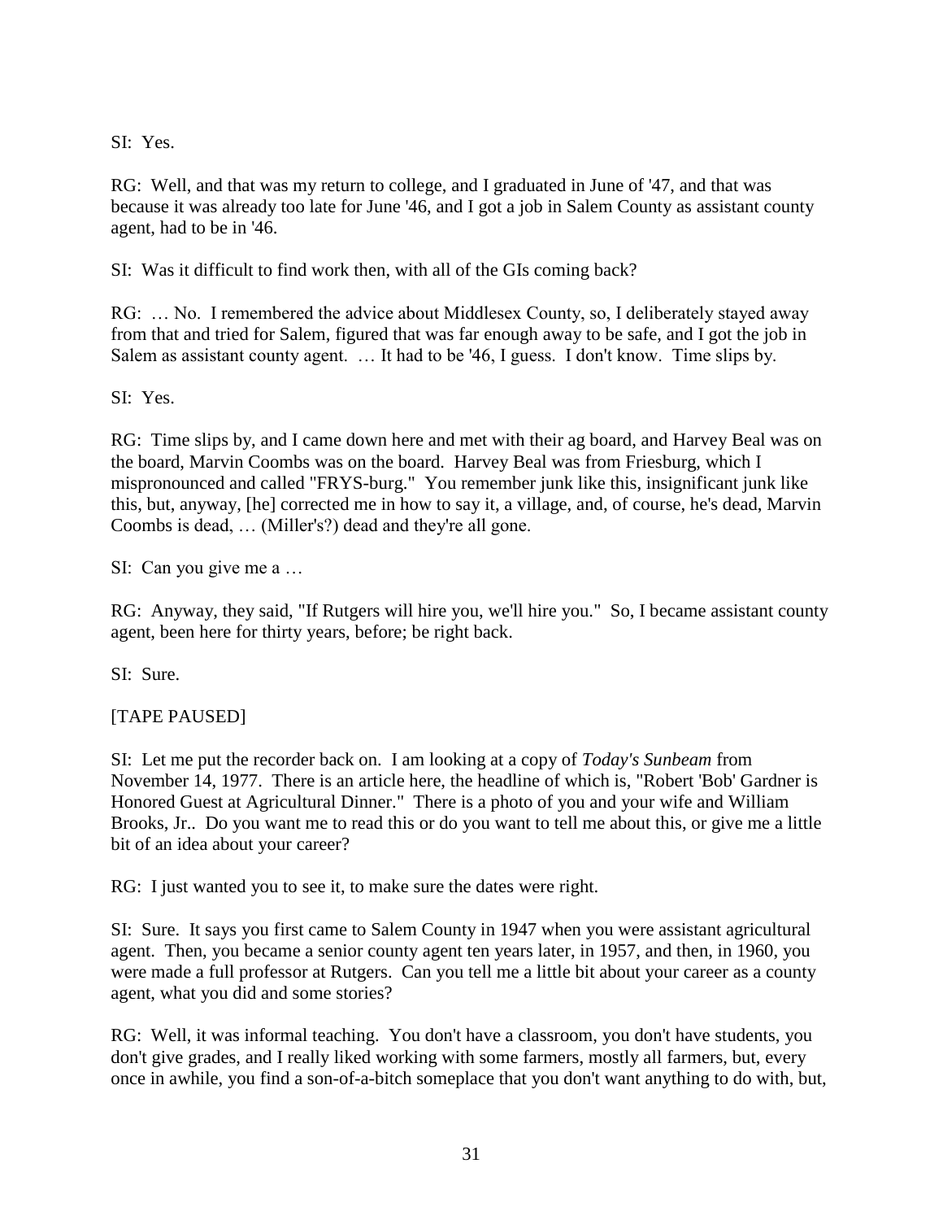SI: Yes.

RG: Well, and that was my return to college, and I graduated in June of '47, and that was because it was already too late for June '46, and I got a job in Salem County as assistant county agent, had to be in '46.

SI: Was it difficult to find work then, with all of the GIs coming back?

RG: … No. I remembered the advice about Middlesex County, so, I deliberately stayed away from that and tried for Salem, figured that was far enough away to be safe, and I got the job in Salem as assistant county agent. … It had to be '46, I guess. I don't know. Time slips by.

SI: Yes.

RG: Time slips by, and I came down here and met with their ag board, and Harvey Beal was on the board, Marvin Coombs was on the board. Harvey Beal was from Friesburg, which I mispronounced and called "FRYS-burg." You remember junk like this, insignificant junk like this, but, anyway, [he] corrected me in how to say it, a village, and, of course, he's dead, Marvin Coombs is dead, … (Miller's?) dead and they're all gone.

SI: Can you give me a …

RG: Anyway, they said, "If Rutgers will hire you, we'll hire you." So, I became assistant county agent, been here for thirty years, before; be right back.

SI: Sure.

[TAPE PAUSED]

SI: Let me put the recorder back on. I am looking at a copy of *Today's Sunbeam* from November 14, 1977. There is an article here, the headline of which is, "Robert 'Bob' Gardner is Honored Guest at Agricultural Dinner." There is a photo of you and your wife and William Brooks, Jr.. Do you want me to read this or do you want to tell me about this, or give me a little bit of an idea about your career?

RG: I just wanted you to see it, to make sure the dates were right.

SI: Sure. It says you first came to Salem County in 1947 when you were assistant agricultural agent. Then, you became a senior county agent ten years later, in 1957, and then, in 1960, you were made a full professor at Rutgers. Can you tell me a little bit about your career as a county agent, what you did and some stories?

RG: Well, it was informal teaching. You don't have a classroom, you don't have students, you don't give grades, and I really liked working with some farmers, mostly all farmers, but, every once in awhile, you find a son-of-a-bitch someplace that you don't want anything to do with, but,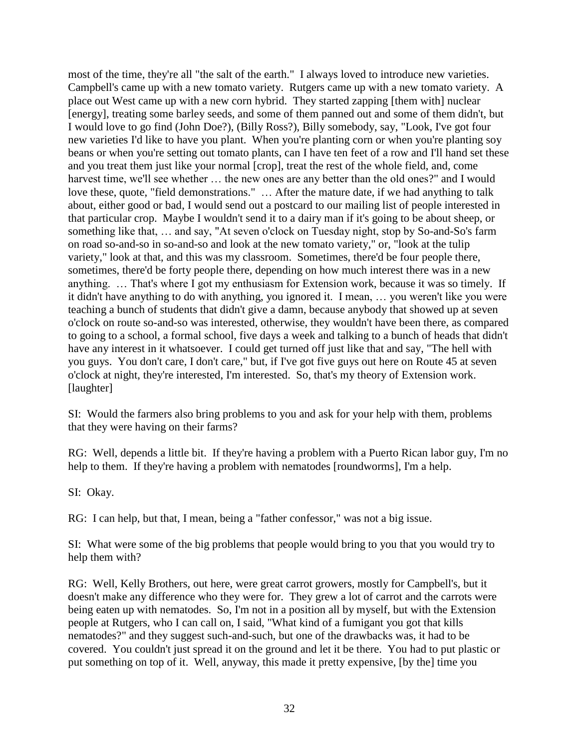most of the time, they're all "the salt of the earth." I always loved to introduce new varieties. Campbell's came up with a new tomato variety. Rutgers came up with a new tomato variety. A place out West came up with a new corn hybrid. They started zapping [them with] nuclear [energy], treating some barley seeds, and some of them panned out and some of them didn't, but I would love to go find (John Doe?), (Billy Ross?), Billy somebody, say, "Look, I've got four new varieties I'd like to have you plant. When you're planting corn or when you're planting soy beans or when you're setting out tomato plants, can I have ten feet of a row and I'll hand set these and you treat them just like your normal [crop], treat the rest of the whole field, and, come harvest time, we'll see whether … the new ones are any better than the old ones?" and I would love these, quote, "field demonstrations." … After the mature date, if we had anything to talk about, either good or bad, I would send out a postcard to our mailing list of people interested in that particular crop. Maybe I wouldn't send it to a dairy man if it's going to be about sheep, or something like that, … and say, "At seven o'clock on Tuesday night, stop by So-and-So's farm on road so-and-so in so-and-so and look at the new tomato variety," or, "look at the tulip variety," look at that, and this was my classroom. Sometimes, there'd be four people there, sometimes, there'd be forty people there, depending on how much interest there was in a new anything. … That's where I got my enthusiasm for Extension work, because it was so timely. If it didn't have anything to do with anything, you ignored it. I mean, … you weren't like you were teaching a bunch of students that didn't give a damn, because anybody that showed up at seven o'clock on route so-and-so was interested, otherwise, they wouldn't have been there, as compared to going to a school, a formal school, five days a week and talking to a bunch of heads that didn't have any interest in it whatsoever. I could get turned off just like that and say, "The hell with you guys. You don't care, I don't care," but, if I've got five guys out here on Route 45 at seven o'clock at night, they're interested, I'm interested. So, that's my theory of Extension work. [laughter]

SI: Would the farmers also bring problems to you and ask for your help with them, problems that they were having on their farms?

RG: Well, depends a little bit. If they're having a problem with a Puerto Rican labor guy, I'm no help to them. If they're having a problem with nematodes [roundworms], I'm a help.

SI: Okay.

RG: I can help, but that, I mean, being a "father confessor," was not a big issue.

SI: What were some of the big problems that people would bring to you that you would try to help them with?

RG: Well, Kelly Brothers, out here, were great carrot growers, mostly for Campbell's, but it doesn't make any difference who they were for. They grew a lot of carrot and the carrots were being eaten up with nematodes. So, I'm not in a position all by myself, but with the Extension people at Rutgers, who I can call on, I said, "What kind of a fumigant you got that kills nematodes?" and they suggest such-and-such, but one of the drawbacks was, it had to be covered. You couldn't just spread it on the ground and let it be there. You had to put plastic or put something on top of it. Well, anyway, this made it pretty expensive, [by the] time you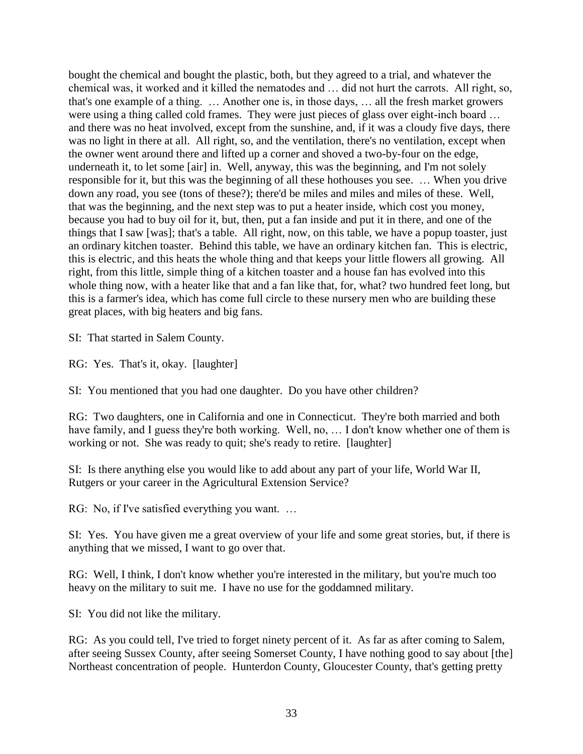bought the chemical and bought the plastic, both, but they agreed to a trial, and whatever the chemical was, it worked and it killed the nematodes and … did not hurt the carrots. All right, so, that's one example of a thing. … Another one is, in those days, … all the fresh market growers were using a thing called cold frames. They were just pieces of glass over eight-inch board … and there was no heat involved, except from the sunshine, and, if it was a cloudy five days, there was no light in there at all. All right, so, and the ventilation, there's no ventilation, except when the owner went around there and lifted up a corner and shoved a two-by-four on the edge, underneath it, to let some [air] in. Well, anyway, this was the beginning, and I'm not solely responsible for it, but this was the beginning of all these hothouses you see. … When you drive down any road, you see (tons of these?); there'd be miles and miles and miles of these. Well, that was the beginning, and the next step was to put a heater inside, which cost you money, because you had to buy oil for it, but, then, put a fan inside and put it in there, and one of the things that I saw [was]; that's a table. All right, now, on this table, we have a popup toaster, just an ordinary kitchen toaster. Behind this table, we have an ordinary kitchen fan. This is electric, this is electric, and this heats the whole thing and that keeps your little flowers all growing. All right, from this little, simple thing of a kitchen toaster and a house fan has evolved into this whole thing now, with a heater like that and a fan like that, for, what? two hundred feet long, but this is a farmer's idea, which has come full circle to these nursery men who are building these great places, with big heaters and big fans.

SI: That started in Salem County.

RG: Yes. That's it, okay. [laughter]

SI: You mentioned that you had one daughter. Do you have other children?

RG: Two daughters, one in California and one in Connecticut. They're both married and both have family, and I guess they're both working. Well, no, … I don't know whether one of them is working or not. She was ready to quit; she's ready to retire. [laughter]

SI: Is there anything else you would like to add about any part of your life, World War II, Rutgers or your career in the Agricultural Extension Service?

RG: No, if I've satisfied everything you want. …

SI: Yes. You have given me a great overview of your life and some great stories, but, if there is anything that we missed, I want to go over that.

RG: Well, I think, I don't know whether you're interested in the military, but you're much too heavy on the military to suit me. I have no use for the goddamned military.

SI: You did not like the military.

RG: As you could tell, I've tried to forget ninety percent of it. As far as after coming to Salem, after seeing Sussex County, after seeing Somerset County, I have nothing good to say about [the] Northeast concentration of people. Hunterdon County, Gloucester County, that's getting pretty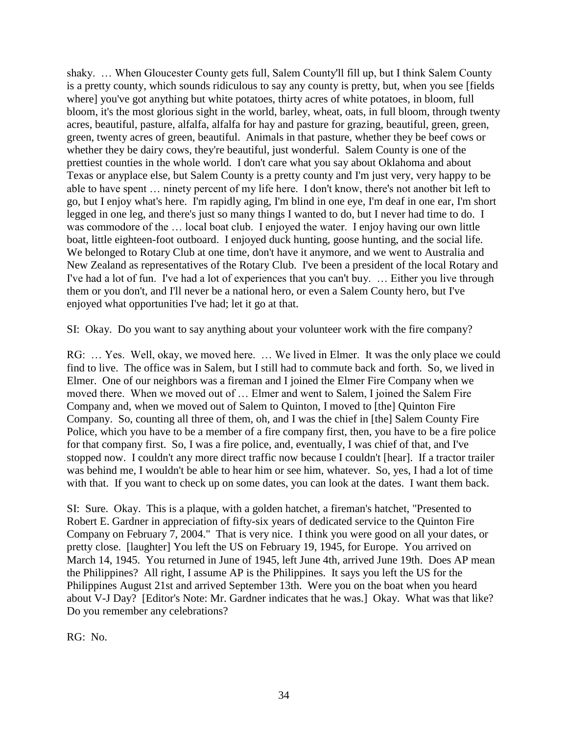shaky. … When Gloucester County gets full, Salem County'll fill up, but I think Salem County is a pretty county, which sounds ridiculous to say any county is pretty, but, when you see [fields where] you've got anything but white potatoes, thirty acres of white potatoes, in bloom, full bloom, it's the most glorious sight in the world, barley, wheat, oats, in full bloom, through twenty acres, beautiful, pasture, alfalfa, alfalfa for hay and pasture for grazing, beautiful, green, green, green, twenty acres of green, beautiful. Animals in that pasture, whether they be beef cows or whether they be dairy cows, they're beautiful, just wonderful. Salem County is one of the prettiest counties in the whole world. I don't care what you say about Oklahoma and about Texas or anyplace else, but Salem County is a pretty county and I'm just very, very happy to be able to have spent … ninety percent of my life here. I don't know, there's not another bit left to go, but I enjoy what's here. I'm rapidly aging, I'm blind in one eye, I'm deaf in one ear, I'm short legged in one leg, and there's just so many things I wanted to do, but I never had time to do. I was commodore of the … local boat club. I enjoyed the water. I enjoy having our own little boat, little eighteen-foot outboard. I enjoyed duck hunting, goose hunting, and the social life. We belonged to Rotary Club at one time, don't have it anymore, and we went to Australia and New Zealand as representatives of the Rotary Club. I've been a president of the local Rotary and I've had a lot of fun. I've had a lot of experiences that you can't buy. … Either you live through them or you don't, and I'll never be a national hero, or even a Salem County hero, but I've enjoyed what opportunities I've had; let it go at that.

SI: Okay. Do you want to say anything about your volunteer work with the fire company?

RG: … Yes. Well, okay, we moved here. … We lived in Elmer. It was the only place we could find to live. The office was in Salem, but I still had to commute back and forth. So, we lived in Elmer. One of our neighbors was a fireman and I joined the Elmer Fire Company when we moved there. When we moved out of … Elmer and went to Salem, I joined the Salem Fire Company and, when we moved out of Salem to Quinton, I moved to [the] Quinton Fire Company. So, counting all three of them, oh, and I was the chief in [the] Salem County Fire Police, which you have to be a member of a fire company first, then, you have to be a fire police for that company first. So, I was a fire police, and, eventually, I was chief of that, and I've stopped now. I couldn't any more direct traffic now because I couldn't [hear]. If a tractor trailer was behind me, I wouldn't be able to hear him or see him, whatever. So, yes, I had a lot of time with that. If you want to check up on some dates, you can look at the dates. I want them back.

SI: Sure. Okay. This is a plaque, with a golden hatchet, a fireman's hatchet, "Presented to Robert E. Gardner in appreciation of fifty-six years of dedicated service to the Quinton Fire Company on February 7, 2004." That is very nice. I think you were good on all your dates, or pretty close. [laughter] You left the US on February 19, 1945, for Europe. You arrived on March 14, 1945. You returned in June of 1945, left June 4th, arrived June 19th. Does AP mean the Philippines? All right, I assume AP is the Philippines. It says you left the US for the Philippines August 21st and arrived September 13th. Were you on the boat when you heard about V-J Day? [Editor's Note: Mr. Gardner indicates that he was.] Okay. What was that like? Do you remember any celebrations?

RG: No.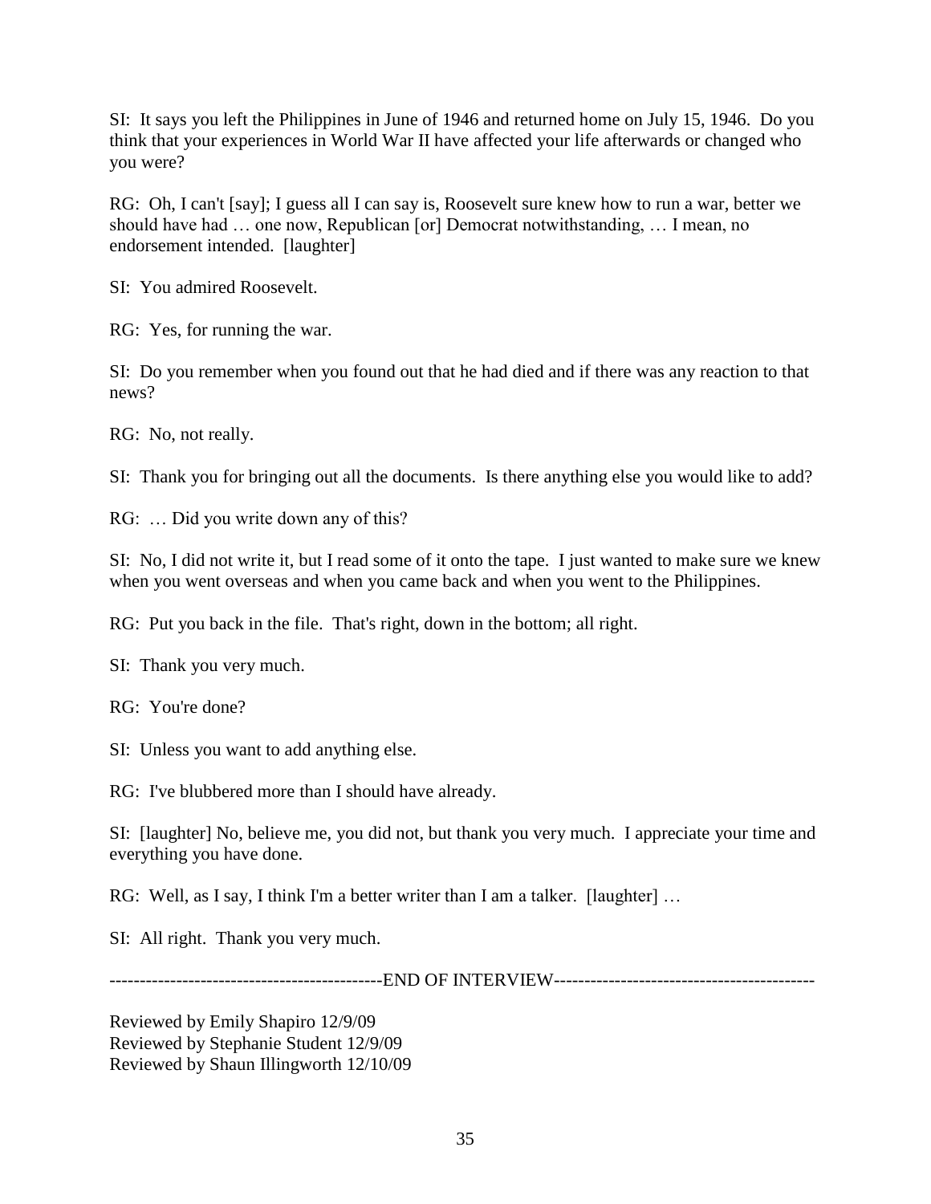SI: It says you left the Philippines in June of 1946 and returned home on July 15, 1946. Do you think that your experiences in World War II have affected your life afterwards or changed who you were?

RG: Oh, I can't [say]; I guess all I can say is, Roosevelt sure knew how to run a war, better we should have had … one now, Republican [or] Democrat notwithstanding, … I mean, no endorsement intended. [laughter]

SI: You admired Roosevelt.

RG: Yes, for running the war.

SI: Do you remember when you found out that he had died and if there was any reaction to that news?

RG: No, not really.

SI: Thank you for bringing out all the documents. Is there anything else you would like to add?

RG: … Did you write down any of this?

SI: No, I did not write it, but I read some of it onto the tape. I just wanted to make sure we knew when you went overseas and when you came back and when you went to the Philippines.

RG: Put you back in the file. That's right, down in the bottom; all right.

SI: Thank you very much.

RG: You're done?

SI: Unless you want to add anything else.

RG: I've blubbered more than I should have already.

SI: [laughter] No, believe me, you did not, but thank you very much. I appreciate your time and everything you have done.

RG: Well, as I say, I think I'm a better writer than I am a talker. [laughter] …

SI: All right. Thank you very much.

--------------------------------------------END OF INTERVIEW-------------------------------------------

Reviewed by Emily Shapiro 12/9/09
Reviewed by Stephanie Student 12/9/09
Reviewed by Shaun Illingworth 12/10/09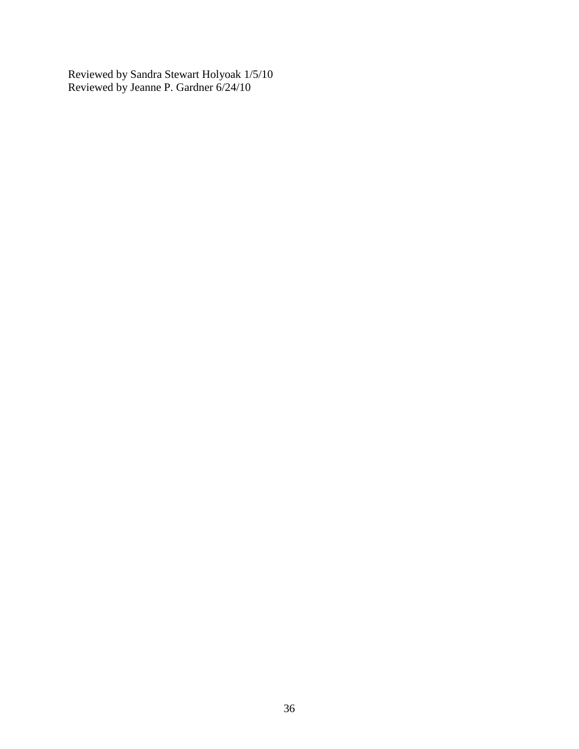Reviewed by Sandra Stewart Holyoak 1/5/10
Reviewed by Jeanne P. Gardner 6/24/10